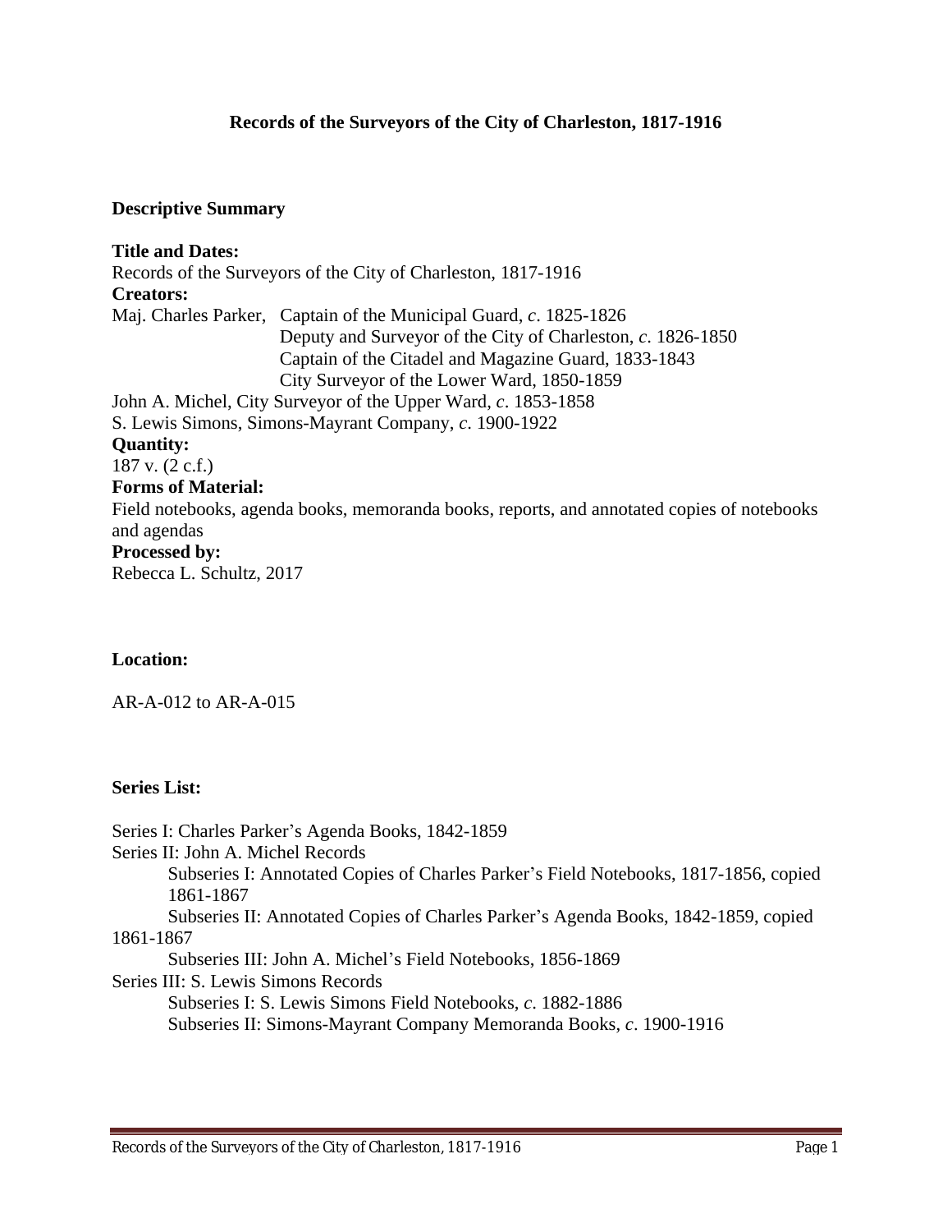# Records of the Surveyors of the City of Charleston, 1817-1916

## Descriptive Summary

**Title and Dates:**
Records of the Surveyors of the City of Charleston, 1817-1916

**Creators:**
Maj. Charles Parker, Captain of the Municipal Guard, *c*. 1825-1826
Deputy and Surveyor of the City of Charleston, *c*. 1826-1850
Captain of the Citadel and Magazine Guard, 1833-1843
City Surveyor of the Lower Ward, 1850-1859
John A. Michel, City Surveyor of the Upper Ward, *c*. 1853-1858
S. Lewis Simons, Simons-Mayrant Company, *c*. 1900-1922

**Quantity:**
187 v. (2 c.f.)

**Forms of Material:**
Field notebooks, agenda books, memoranda books, reports, and annotated copies of notebooks and agendas

**Processed by:**
Rebecca L. Schultz, 2017

**Location:**

AR-A-012 to AR-A-015

**Series List:**

Series I: Charles Parker's Agenda Books, 1842-1859
Series II: John A. Michel Records
- Subseries I: Annotated Copies of Charles Parker's Field Notebooks, 1817-1856, copied 1861-1867
- Subseries II: Annotated Copies of Charles Parker's Agenda Books, 1842-1859, copied 1861-1867
- Subseries III: John A. Michel's Field Notebooks, 1856-1869

Series III: S. Lewis Simons Records
- Subseries I: S. Lewis Simons Field Notebooks, *c*. 1882-1886
- Subseries II: Simons-Mayrant Company Memoranda Books, *c*. 1900-1916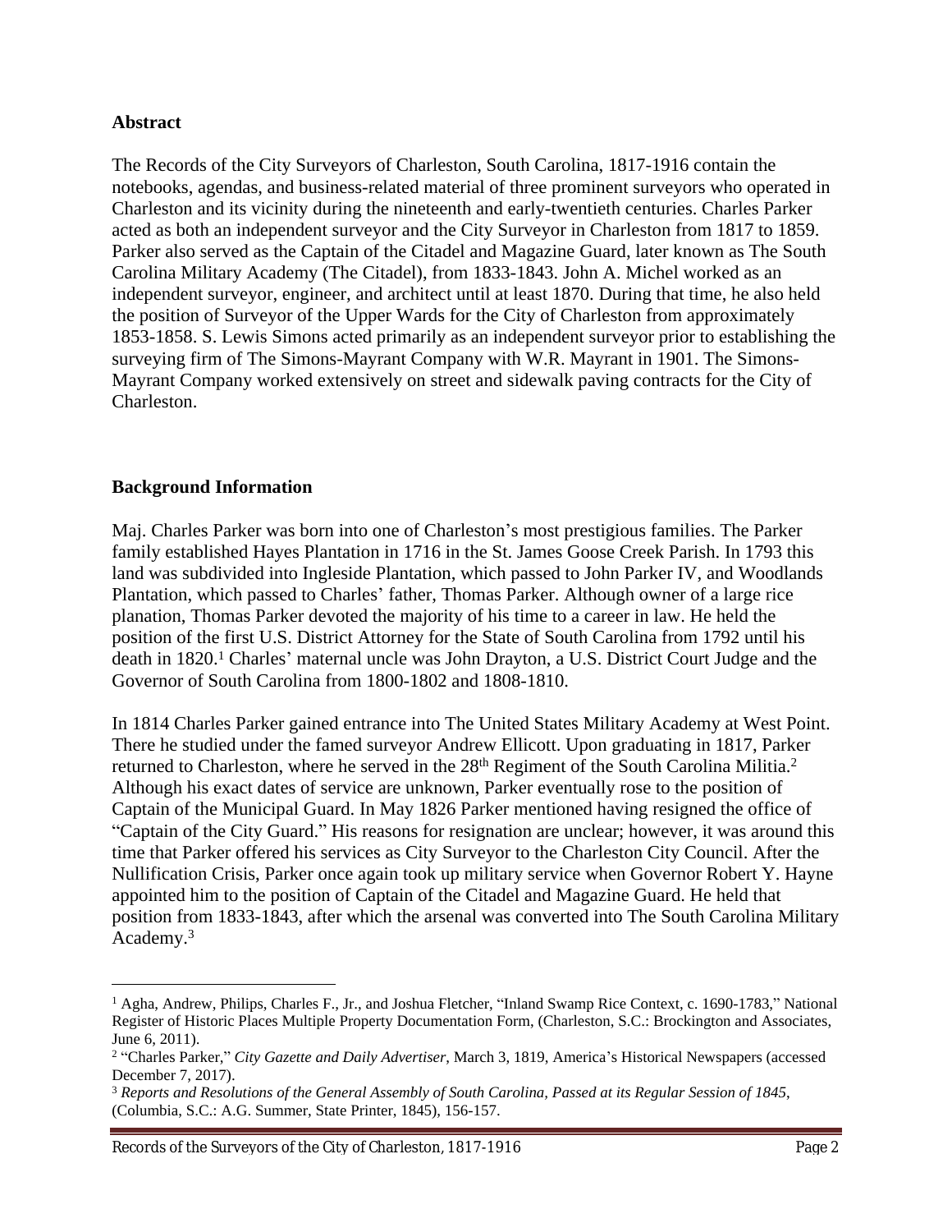**Abstract**

The Records of the City Surveyors of Charleston, South Carolina, 1817-1916 contain the notebooks, agendas, and business-related material of three prominent surveyors who operated in Charleston and its vicinity during the nineteenth and early-twentieth centuries. Charles Parker acted as both an independent surveyor and the City Surveyor in Charleston from 1817 to 1859. Parker also served as the Captain of the Citadel and Magazine Guard, later known as The South Carolina Military Academy (The Citadel), from 1833-1843. John A. Michel worked as an independent surveyor, engineer, and architect until at least 1870. During that time, he also held the position of Surveyor of the Upper Wards for the City of Charleston from approximately 1853-1858. S. Lewis Simons acted primarily as an independent surveyor prior to establishing the surveying firm of The Simons-Mayrant Company with W.R. Mayrant in 1901. The Simons-Mayrant Company worked extensively on street and sidewalk paving contracts for the City of Charleston.

**Background Information**

Maj. Charles Parker was born into one of Charleston's most prestigious families. The Parker family established Hayes Plantation in 1716 in the St. James Goose Creek Parish. In 1793 this land was subdivided into Ingleside Plantation, which passed to John Parker IV, and Woodlands Plantation, which passed to Charles' father, Thomas Parker. Although owner of a large rice planation, Thomas Parker devoted the majority of his time to a career in law. He held the position of the first U.S. District Attorney for the State of South Carolina from 1792 until his death in 1820.[1] Charles' maternal uncle was John Drayton, a U.S. District Court Judge and the Governor of South Carolina from 1800-1802 and 1808-1810.

In 1814 Charles Parker gained entrance into The United States Military Academy at West Point. There he studied under the famed surveyor Andrew Ellicott. Upon graduating in 1817, Parker returned to Charleston, where he served in the 28th Regiment of the South Carolina Militia.[2] Although his exact dates of service are unknown, Parker eventually rose to the position of Captain of the Municipal Guard. In May 1826 Parker mentioned having resigned the office of "Captain of the City Guard." His reasons for resignation are unclear; however, it was around this time that Parker offered his services as City Surveyor to the Charleston City Council. After the Nullification Crisis, Parker once again took up military service when Governor Robert Y. Hayne appointed him to the position of Captain of the Citadel and Magazine Guard. He held that position from 1833-1843, after which the arsenal was converted into The South Carolina Military Academy.[3]

---

[1] Agha, Andrew, Philips, Charles F., Jr., and Joshua Fletcher, "Inland Swamp Rice Context, c. 1690-1783," National Register of Historic Places Multiple Property Documentation Form, (Charleston, S.C.: Brockington and Associates, June 6, 2011).

[2] "Charles Parker," *City Gazette and Daily Advertiser*, March 3, 1819, America's Historical Newspapers (accessed December 7, 2017).

[3] *Reports and Resolutions of the General Assembly of South Carolina, Passed at its Regular Session of 1845*, (Columbia, S.C.: A.G. Summer, State Printer, 1845), 156-157.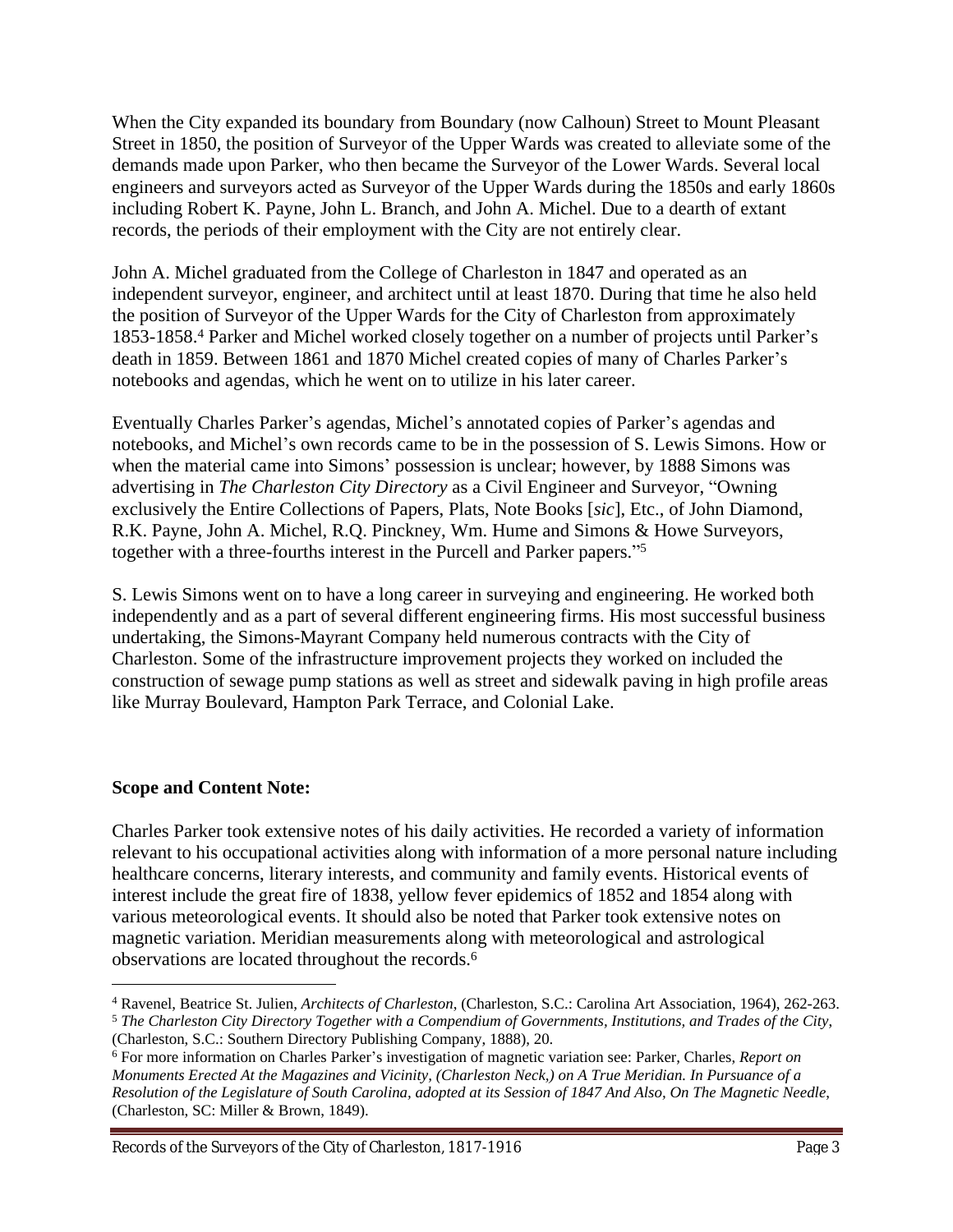When the City expanded its boundary from Boundary (now Calhoun) Street to Mount Pleasant Street in 1850, the position of Surveyor of the Upper Wards was created to alleviate some of the demands made upon Parker, who then became the Surveyor of the Lower Wards. Several local engineers and surveyors acted as Surveyor of the Upper Wards during the 1850s and early 1860s including Robert K. Payne, John L. Branch, and John A. Michel. Due to a dearth of extant records, the periods of their employment with the City are not entirely clear.

John A. Michel graduated from the College of Charleston in 1847 and operated as an independent surveyor, engineer, and architect until at least 1870. During that time he also held the position of Surveyor of the Upper Wards for the City of Charleston from approximately 1853-1858.[4] Parker and Michel worked closely together on a number of projects until Parker's death in 1859. Between 1861 and 1870 Michel created copies of many of Charles Parker's notebooks and agendas, which he went on to utilize in his later career.

Eventually Charles Parker's agendas, Michel's annotated copies of Parker's agendas and notebooks, and Michel's own records came to be in the possession of S. Lewis Simons. How or when the material came into Simons' possession is unclear; however, by 1888 Simons was advertising in *The Charleston City Directory* as a Civil Engineer and Surveyor, "Owning exclusively the Entire Collections of Papers, Plats, Note Books [*sic*], Etc., of John Diamond, R.K. Payne, John A. Michel, R.Q. Pinckney, Wm. Hume and Simons & Howe Surveyors, together with a three-fourths interest in the Purcell and Parker papers."[5]

S. Lewis Simons went on to have a long career in surveying and engineering. He worked both independently and as a part of several different engineering firms. His most successful business undertaking, the Simons-Mayrant Company held numerous contracts with the City of Charleston. Some of the infrastructure improvement projects they worked on included the construction of sewage pump stations as well as street and sidewalk paving in high profile areas like Murray Boulevard, Hampton Park Terrace, and Colonial Lake.

**Scope and Content Note:**

Charles Parker took extensive notes of his daily activities. He recorded a variety of information relevant to his occupational activities along with information of a more personal nature including healthcare concerns, literary interests, and community and family events. Historical events of interest include the great fire of 1838, yellow fever epidemics of 1852 and 1854 along with various meteorological events. It should also be noted that Parker took extensive notes on magnetic variation. Meridian measurements along with meteorological and astrological observations are located throughout the records.[6]

---

[4] Ravenel, Beatrice St. Julien, *Architects of Charleston*, (Charleston, S.C.: Carolina Art Association, 1964), 262-263.

[5] *The Charleston City Directory Together with a Compendium of Governments, Institutions, and Trades of the City*, (Charleston, S.C.: Southern Directory Publishing Company, 1888), 20.

[6] For more information on Charles Parker's investigation of magnetic variation see: Parker, Charles, *Report on Monuments Erected At the Magazines and Vicinity, (Charleston Neck,) on A True Meridian. In Pursuance of a Resolution of the Legislature of South Carolina, adopted at its Session of 1847 And Also, On The Magnetic Needle*, (Charleston, SC: Miller & Brown, 1849).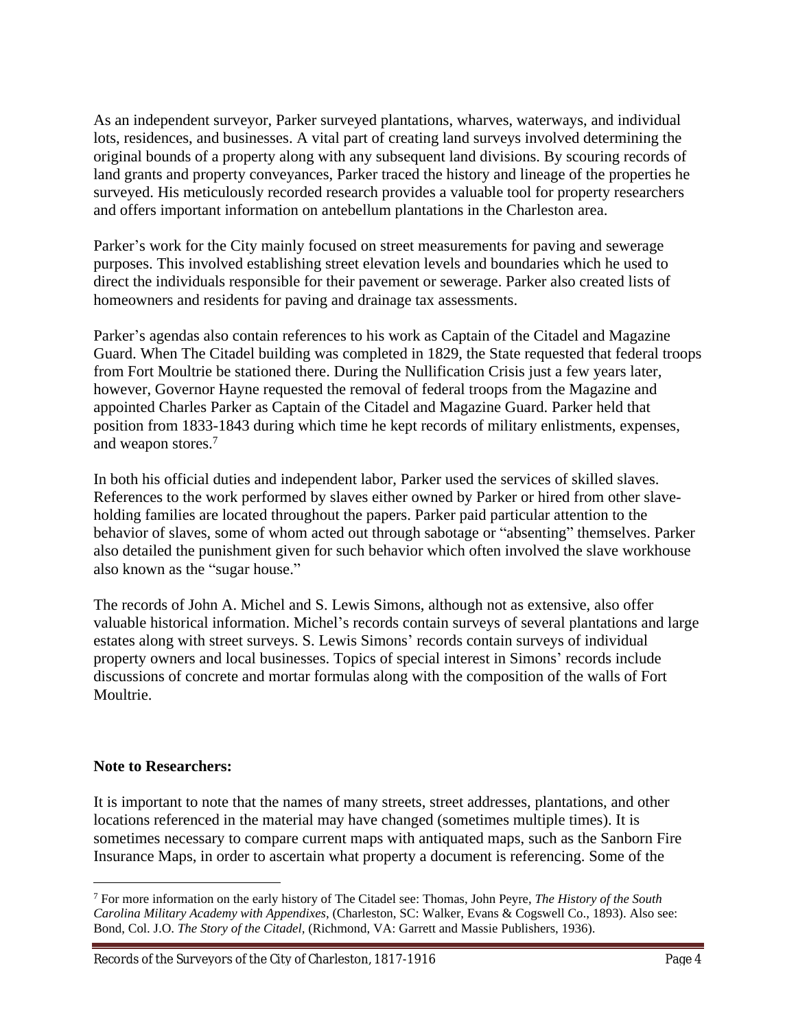As an independent surveyor, Parker surveyed plantations, wharves, waterways, and individual lots, residences, and businesses. A vital part of creating land surveys involved determining the original bounds of a property along with any subsequent land divisions. By scouring records of land grants and property conveyances, Parker traced the history and lineage of the properties he surveyed. His meticulously recorded research provides a valuable tool for property researchers and offers important information on antebellum plantations in the Charleston area.

Parker's work for the City mainly focused on street measurements for paving and sewerage purposes. This involved establishing street elevation levels and boundaries which he used to direct the individuals responsible for their pavement or sewerage. Parker also created lists of homeowners and residents for paving and drainage tax assessments.

Parker's agendas also contain references to his work as Captain of the Citadel and Magazine Guard. When The Citadel building was completed in 1829, the State requested that federal troops from Fort Moultrie be stationed there. During the Nullification Crisis just a few years later, however, Governor Hayne requested the removal of federal troops from the Magazine and appointed Charles Parker as Captain of the Citadel and Magazine Guard. Parker held that position from 1833-1843 during which time he kept records of military enlistments, expenses, and weapon stores.[7]

In both his official duties and independent labor, Parker used the services of skilled slaves. References to the work performed by slaves either owned by Parker or hired from other slave-holding families are located throughout the papers. Parker paid particular attention to the behavior of slaves, some of whom acted out through sabotage or "absenting" themselves. Parker also detailed the punishment given for such behavior which often involved the slave workhouse also known as the "sugar house."

The records of John A. Michel and S. Lewis Simons, although not as extensive, also offer valuable historical information. Michel's records contain surveys of several plantations and large estates along with street surveys. S. Lewis Simons' records contain surveys of individual property owners and local businesses. Topics of special interest in Simons' records include discussions of concrete and mortar formulas along with the composition of the walls of Fort Moultrie.

**Note to Researchers:**

It is important to note that the names of many streets, street addresses, plantations, and other locations referenced in the material may have changed (sometimes multiple times). It is sometimes necessary to compare current maps with antiquated maps, such as the Sanborn Fire Insurance Maps, in order to ascertain what property a document is referencing. Some of the

[7] For more information on the early history of The Citadel see: Thomas, John Peyre, *The History of the South Carolina Military Academy with Appendixes*, (Charleston, SC: Walker, Evans & Cogswell Co., 1893). Also see: Bond, Col. J.O. *The Story of the Citadel*, (Richmond, VA: Garrett and Massie Publishers, 1936).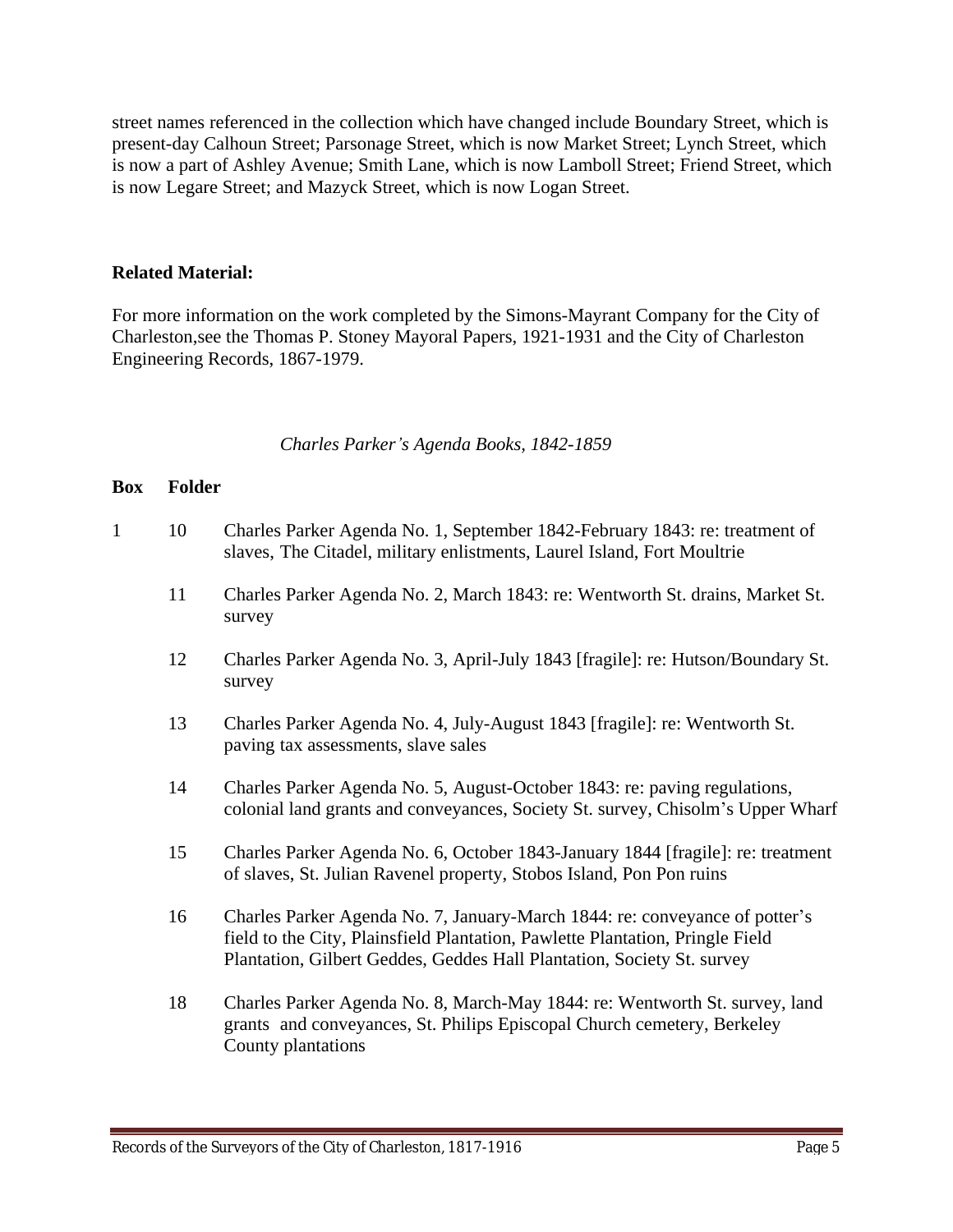street names referenced in the collection which have changed include Boundary Street, which is present-day Calhoun Street; Parsonage Street, which is now Market Street; Lynch Street, which is now a part of Ashley Avenue; Smith Lane, which is now Lamboll Street; Friend Street, which is now Legare Street; and Mazyck Street, which is now Logan Street.

**Related Material:**

For more information on the work completed by the Simons-Mayrant Company for the City of Charleston,see the Thomas P. Stoney Mayoral Papers, 1921-1931 and the City of Charleston Engineering Records, 1867-1979.

*Charles Parker's Agenda Books, 1842-1859*

| Box | Folder | |
|---|---|---|
| 1 | 10 | Charles Parker Agenda No. 1, September 1842-February 1843: re: treatment of slaves, The Citadel, military enlistments, Laurel Island, Fort Moultrie |
| | 11 | Charles Parker Agenda No. 2, March 1843: re: Wentworth St. drains, Market St. survey |
| | 12 | Charles Parker Agenda No. 3, April-July 1843 [fragile]: re: Hutson/Boundary St. survey |
| | 13 | Charles Parker Agenda No. 4, July-August 1843 [fragile]: re: Wentworth St. paving tax assessments, slave sales |
| | 14 | Charles Parker Agenda No. 5, August-October 1843: re: paving regulations, colonial land grants and conveyances, Society St. survey, Chisolm's Upper Wharf |
| | 15 | Charles Parker Agenda No. 6, October 1843-January 1844 [fragile]: re: treatment of slaves, St. Julian Ravenel property, Stobos Island, Pon Pon ruins |
| | 16 | Charles Parker Agenda No. 7, January-March 1844: re: conveyance of potter's field to the City, Plainsfield Plantation, Pawlette Plantation, Pringle Field Plantation, Gilbert Geddes, Geddes Hall Plantation, Society St. survey |
| | 18 | Charles Parker Agenda No. 8, March-May 1844: re: Wentworth St. survey, land grants and conveyances, St. Philips Episcopal Church cemetery, Berkeley County plantations |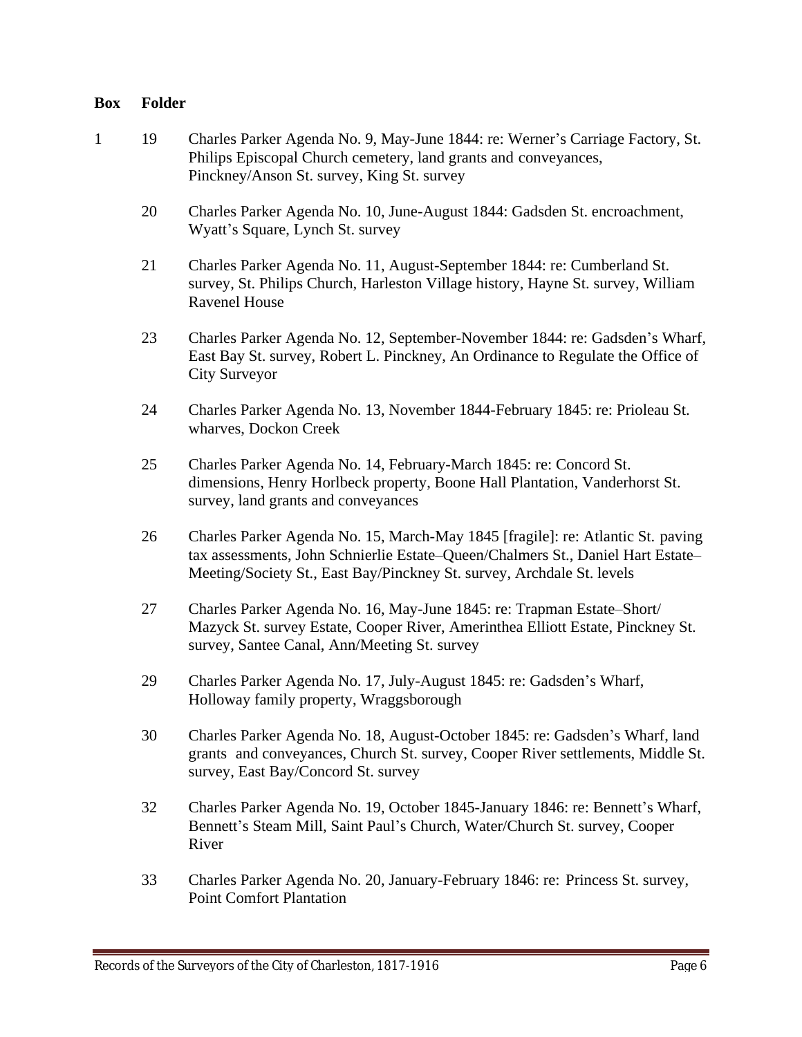| Box | Folder | |
|---|---|---|
| 1 | 19 | Charles Parker Agenda No. 9, May-June 1844: re: Werner's Carriage Factory, St. Philips Episcopal Church cemetery, land grants and conveyances, Pinckney/Anson St. survey, King St. survey |
| | 20 | Charles Parker Agenda No. 10, June-August 1844: Gadsden St. encroachment, Wyatt's Square, Lynch St. survey |
| | 21 | Charles Parker Agenda No. 11, August-September 1844: re: Cumberland St. survey, St. Philips Church, Harleston Village history, Hayne St. survey, William Ravenel House |
| | 23 | Charles Parker Agenda No. 12, September-November 1844: re: Gadsden's Wharf, East Bay St. survey, Robert L. Pinckney, An Ordinance to Regulate the Office of City Surveyor |
| | 24 | Charles Parker Agenda No. 13, November 1844-February 1845: re: Prioleau St. wharves, Dockon Creek |
| | 25 | Charles Parker Agenda No. 14, February-March 1845: re: Concord St. dimensions, Henry Horlbeck property, Boone Hall Plantation, Vanderhorst St. survey, land grants and conveyances |
| | 26 | Charles Parker Agenda No. 15, March-May 1845 [fragile]: re: Atlantic St. paving tax assessments, John Schnierlie Estate–Queen/Chalmers St., Daniel Hart Estate–Meeting/Society St., East Bay/Pinckney St. survey, Archdale St. levels |
| | 27 | Charles Parker Agenda No. 16, May-June 1845: re: Trapman Estate–Short/ Mazyck St. survey Estate, Cooper River, Amerinthea Elliott Estate, Pinckney St. survey, Santee Canal, Ann/Meeting St. survey |
| | 29 | Charles Parker Agenda No. 17, July-August 1845: re: Gadsden's Wharf, Holloway family property, Wraggsborough |
| | 30 | Charles Parker Agenda No. 18, August-October 1845: re: Gadsden's Wharf, land grants and conveyances, Church St. survey, Cooper River settlements, Middle St. survey, East Bay/Concord St. survey |
| | 32 | Charles Parker Agenda No. 19, October 1845-January 1846: re: Bennett's Wharf, Bennett's Steam Mill, Saint Paul's Church, Water/Church St. survey, Cooper River |
| | 33 | Charles Parker Agenda No. 20, January-February 1846: re: Princess St. survey, Point Comfort Plantation |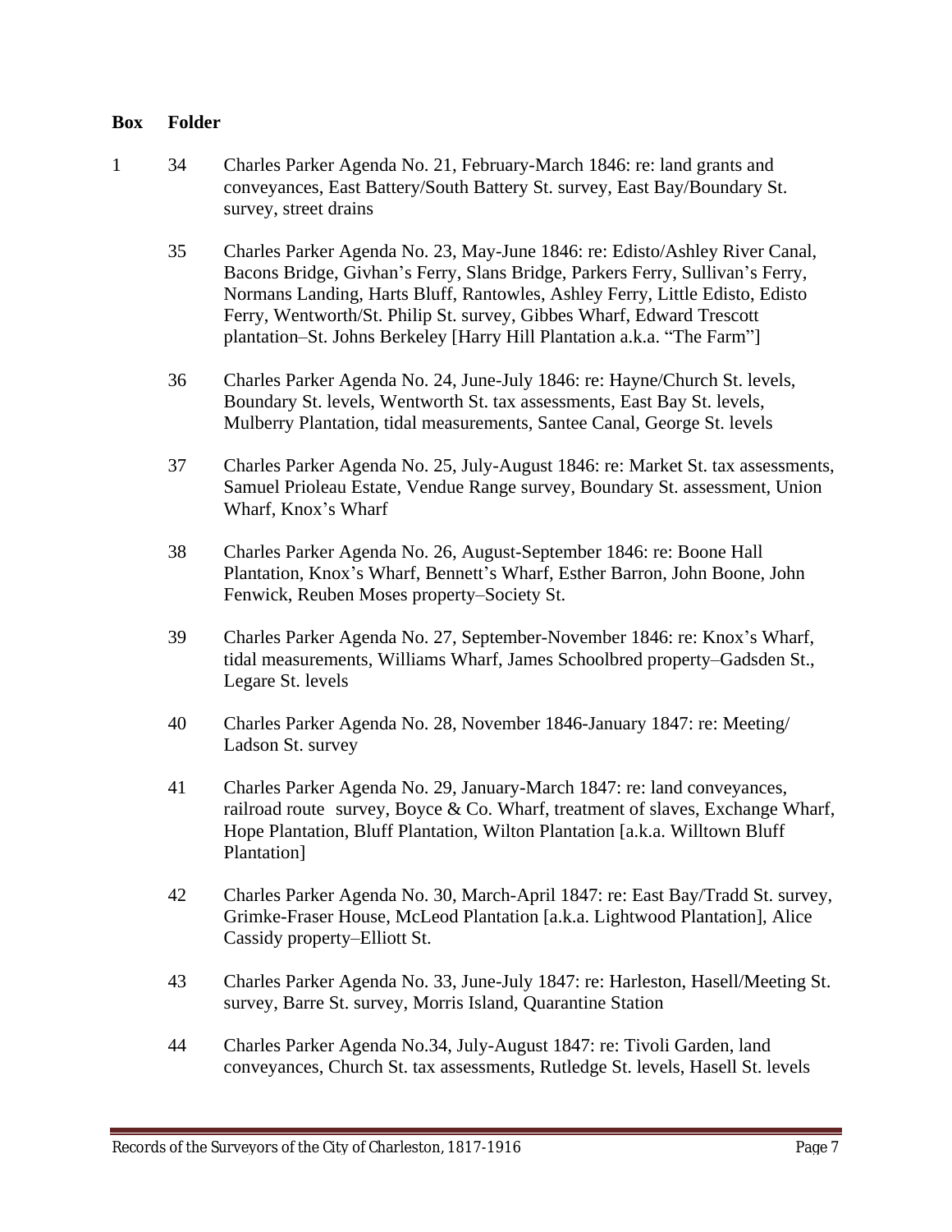| Box | Folder | |
|---|---|---|
| 1 | 34 | Charles Parker Agenda No. 21, February-March 1846: re: land grants and conveyances, East Battery/South Battery St. survey, East Bay/Boundary St. survey, street drains |
| | 35 | Charles Parker Agenda No. 23, May-June 1846: re: Edisto/Ashley River Canal, Bacons Bridge, Givhan's Ferry, Slans Bridge, Parkers Ferry, Sullivan's Ferry, Normans Landing, Harts Bluff, Rantowles, Ashley Ferry, Little Edisto, Edisto Ferry, Wentworth/St. Philip St. survey, Gibbes Wharf, Edward Trescott plantation–St. Johns Berkeley [Harry Hill Plantation a.k.a. "The Farm"] |
| | 36 | Charles Parker Agenda No. 24, June-July 1846: re: Hayne/Church St. levels, Boundary St. levels, Wentworth St. tax assessments, East Bay St. levels, Mulberry Plantation, tidal measurements, Santee Canal, George St. levels |
| | 37 | Charles Parker Agenda No. 25, July-August 1846: re: Market St. tax assessments, Samuel Prioleau Estate, Vendue Range survey, Boundary St. assessment, Union Wharf, Knox's Wharf |
| | 38 | Charles Parker Agenda No. 26, August-September 1846: re: Boone Hall Plantation, Knox's Wharf, Bennett's Wharf, Esther Barron, John Boone, John Fenwick, Reuben Moses property–Society St. |
| | 39 | Charles Parker Agenda No. 27, September-November 1846: re: Knox's Wharf, tidal measurements, Williams Wharf, James Schoolbred property–Gadsden St., Legare St. levels |
| | 40 | Charles Parker Agenda No. 28, November 1846-January 1847: re: Meeting/ Ladson St. survey |
| | 41 | Charles Parker Agenda No. 29, January-March 1847: re: land conveyances, railroad route survey, Boyce & Co. Wharf, treatment of slaves, Exchange Wharf, Hope Plantation, Bluff Plantation, Wilton Plantation [a.k.a. Willtown Bluff Plantation] |
| | 42 | Charles Parker Agenda No. 30, March-April 1847: re: East Bay/Tradd St. survey, Grimke-Fraser House, McLeod Plantation [a.k.a. Lightwood Plantation], Alice Cassidy property–Elliott St. |
| | 43 | Charles Parker Agenda No. 33, June-July 1847: re: Harleston, Hasell/Meeting St. survey, Barre St. survey, Morris Island, Quarantine Station |
| | 44 | Charles Parker Agenda No.34, July-August 1847: re: Tivoli Garden, land conveyances, Church St. tax assessments, Rutledge St. levels, Hasell St. levels |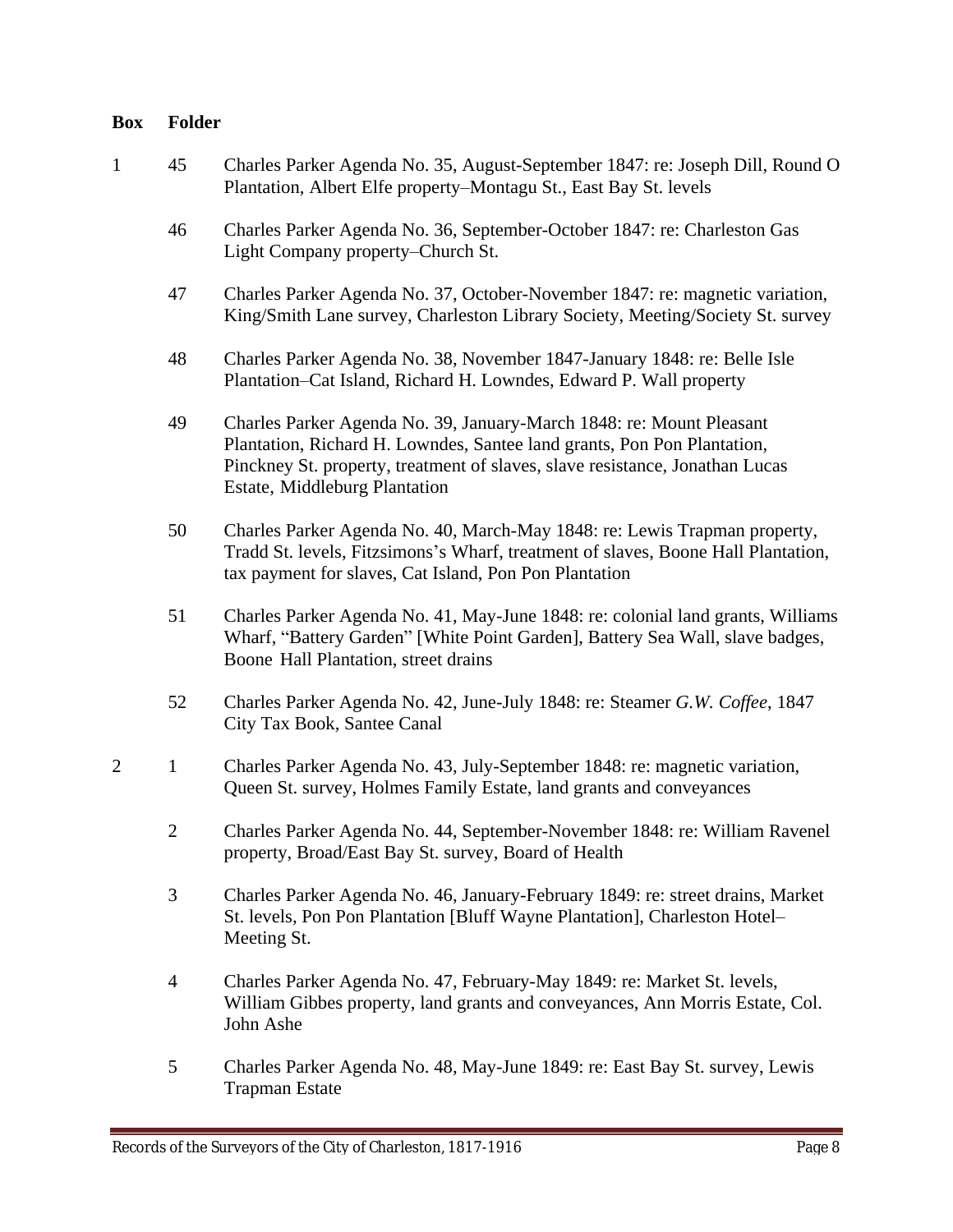| Box | Folder | |
|---|---|---|
| 1 | 45 | Charles Parker Agenda No. 35, August-September 1847: re: Joseph Dill, Round O Plantation, Albert Elfe property–Montagu St., East Bay St. levels |
| | 46 | Charles Parker Agenda No. 36, September-October 1847: re: Charleston Gas Light Company property–Church St. |
| | 47 | Charles Parker Agenda No. 37, October-November 1847: re: magnetic variation, King/Smith Lane survey, Charleston Library Society, Meeting/Society St. survey |
| | 48 | Charles Parker Agenda No. 38, November 1847-January 1848: re: Belle Isle Plantation–Cat Island, Richard H. Lowndes, Edward P. Wall property |
| | 49 | Charles Parker Agenda No. 39, January-March 1848: re: Mount Pleasant Plantation, Richard H. Lowndes, Santee land grants, Pon Pon Plantation, Pinckney St. property, treatment of slaves, slave resistance, Jonathan Lucas Estate, Middleburg Plantation |
| | 50 | Charles Parker Agenda No. 40, March-May 1848: re: Lewis Trapman property, Tradd St. levels, Fitzsimons's Wharf, treatment of slaves, Boone Hall Plantation, tax payment for slaves, Cat Island, Pon Pon Plantation |
| | 51 | Charles Parker Agenda No. 41, May-June 1848: re: colonial land grants, Williams Wharf, "Battery Garden" [White Point Garden], Battery Sea Wall, slave badges, Boone Hall Plantation, street drains |
| | 52 | Charles Parker Agenda No. 42, June-July 1848: re: Steamer *G.W. Coffee*, 1847 City Tax Book, Santee Canal |
| 2 | 1 | Charles Parker Agenda No. 43, July-September 1848: re: magnetic variation, Queen St. survey, Holmes Family Estate, land grants and conveyances |
| | 2 | Charles Parker Agenda No. 44, September-November 1848: re: William Ravenel property, Broad/East Bay St. survey, Board of Health |
| | 3 | Charles Parker Agenda No. 46, January-February 1849: re: street drains, Market St. levels, Pon Pon Plantation [Bluff Wayne Plantation], Charleston Hotel–Meeting St. |
| | 4 | Charles Parker Agenda No. 47, February-May 1849: re: Market St. levels, William Gibbes property, land grants and conveyances, Ann Morris Estate, Col. John Ashe |
| | 5 | Charles Parker Agenda No. 48, May-June 1849: re: East Bay St. survey, Lewis Trapman Estate |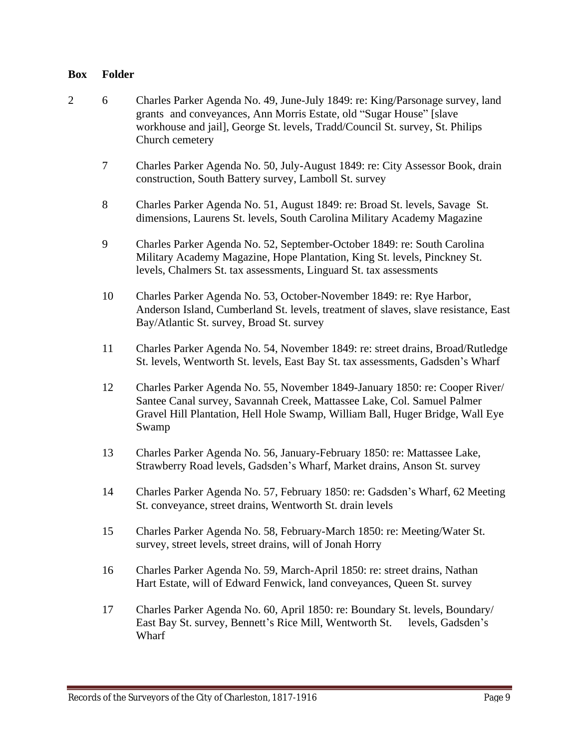| Box | Folder | |
|---|---|---|
| 2 | 6 | Charles Parker Agenda No. 49, June-July 1849: re: King/Parsonage survey, land grants and conveyances, Ann Morris Estate, old "Sugar House" [slave workhouse and jail], George St. levels, Tradd/Council St. survey, St. Philips Church cemetery |
| | 7 | Charles Parker Agenda No. 50, July-August 1849: re: City Assessor Book, drain construction, South Battery survey, Lamboll St. survey |
| | 8 | Charles Parker Agenda No. 51, August 1849: re: Broad St. levels, Savage St. dimensions, Laurens St. levels, South Carolina Military Academy Magazine |
| | 9 | Charles Parker Agenda No. 52, September-October 1849: re: South Carolina Military Academy Magazine, Hope Plantation, King St. levels, Pinckney St. levels, Chalmers St. tax assessments, Linguard St. tax assessments |
| | 10 | Charles Parker Agenda No. 53, October-November 1849: re: Rye Harbor, Anderson Island, Cumberland St. levels, treatment of slaves, slave resistance, East Bay/Atlantic St. survey, Broad St. survey |
| | 11 | Charles Parker Agenda No. 54, November 1849: re: street drains, Broad/Rutledge St. levels, Wentworth St. levels, East Bay St. tax assessments, Gadsden's Wharf |
| | 12 | Charles Parker Agenda No. 55, November 1849-January 1850: re: Cooper River/ Santee Canal survey, Savannah Creek, Mattassee Lake, Col. Samuel Palmer Gravel Hill Plantation, Hell Hole Swamp, William Ball, Huger Bridge, Wall Eye Swamp |
| | 13 | Charles Parker Agenda No. 56, January-February 1850: re: Mattassee Lake, Strawberry Road levels, Gadsden's Wharf, Market drains, Anson St. survey |
| | 14 | Charles Parker Agenda No. 57, February 1850: re: Gadsden's Wharf, 62 Meeting St. conveyance, street drains, Wentworth St. drain levels |
| | 15 | Charles Parker Agenda No. 58, February-March 1850: re: Meeting/Water St. survey, street levels, street drains, will of Jonah Horry |
| | 16 | Charles Parker Agenda No. 59, March-April 1850: re: street drains, Nathan Hart Estate, will of Edward Fenwick, land conveyances, Queen St. survey |
| | 17 | Charles Parker Agenda No. 60, April 1850: re: Boundary St. levels, Boundary/ East Bay St. survey, Bennett's Rice Mill, Wentworth St. levels, Gadsden's Wharf |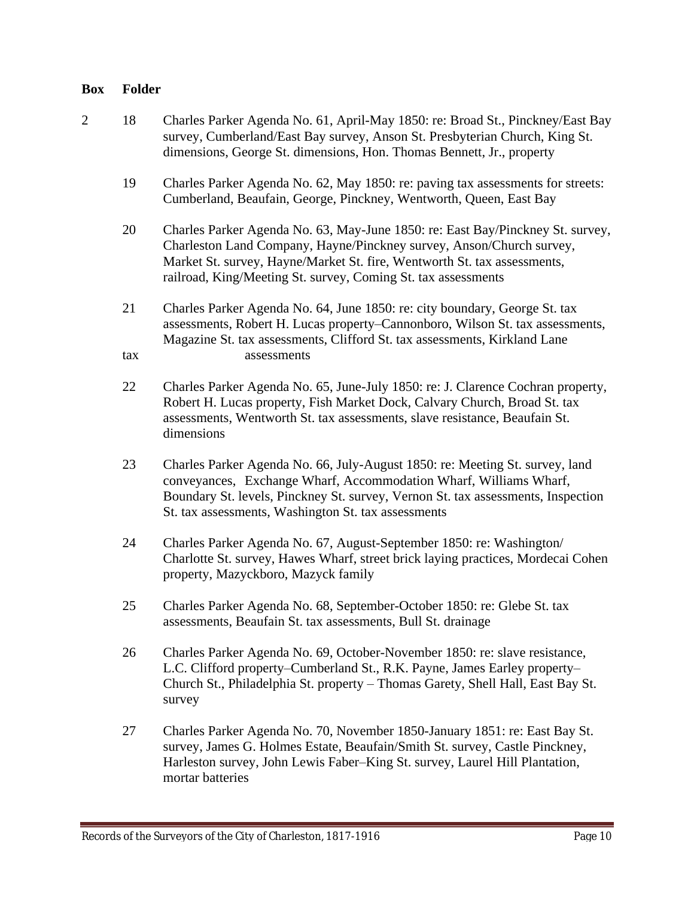| Box | Folder | |
|---|---|---|
| 2 | 18 | Charles Parker Agenda No. 61, April-May 1850: re: Broad St., Pinckney/East Bay survey, Cumberland/East Bay survey, Anson St. Presbyterian Church, King St. dimensions, George St. dimensions, Hon. Thomas Bennett, Jr., property |
| | 19 | Charles Parker Agenda No. 62, May 1850: re: paving tax assessments for streets: Cumberland, Beaufain, George, Pinckney, Wentworth, Queen, East Bay |
| | 20 | Charles Parker Agenda No. 63, May-June 1850: re: East Bay/Pinckney St. survey, Charleston Land Company, Hayne/Pinckney survey, Anson/Church survey, Market St. survey, Hayne/Market St. fire, Wentworth St. tax assessments, railroad, King/Meeting St. survey, Coming St. tax assessments |
| | 21 | Charles Parker Agenda No. 64, June 1850: re: city boundary, George St. tax assessments, Robert H. Lucas property–Cannonboro, Wilson St. tax assessments, Magazine St. tax assessments, Clifford St. tax assessments, Kirkland Lane tax assessments |
| | 22 | Charles Parker Agenda No. 65, June-July 1850: re: J. Clarence Cochran property, Robert H. Lucas property, Fish Market Dock, Calvary Church, Broad St. tax assessments, Wentworth St. tax assessments, slave resistance, Beaufain St. dimensions |
| | 23 | Charles Parker Agenda No. 66, July-August 1850: re: Meeting St. survey, land conveyances, Exchange Wharf, Accommodation Wharf, Williams Wharf, Boundary St. levels, Pinckney St. survey, Vernon St. tax assessments, Inspection St. tax assessments, Washington St. tax assessments |
| | 24 | Charles Parker Agenda No. 67, August-September 1850: re: Washington/ Charlotte St. survey, Hawes Wharf, street brick laying practices, Mordecai Cohen property, Mazyckboro, Mazyck family |
| | 25 | Charles Parker Agenda No. 68, September-October 1850: re: Glebe St. tax assessments, Beaufain St. tax assessments, Bull St. drainage |
| | 26 | Charles Parker Agenda No. 69, October-November 1850: re: slave resistance, L.C. Clifford property–Cumberland St., R.K. Payne, James Earley property–Church St., Philadelphia St. property – Thomas Garety, Shell Hall, East Bay St. survey |
| | 27 | Charles Parker Agenda No. 70, November 1850-January 1851: re: East Bay St. survey, James G. Holmes Estate, Beaufain/Smith St. survey, Castle Pinckney, Harleston survey, John Lewis Faber–King St. survey, Laurel Hill Plantation, mortar batteries |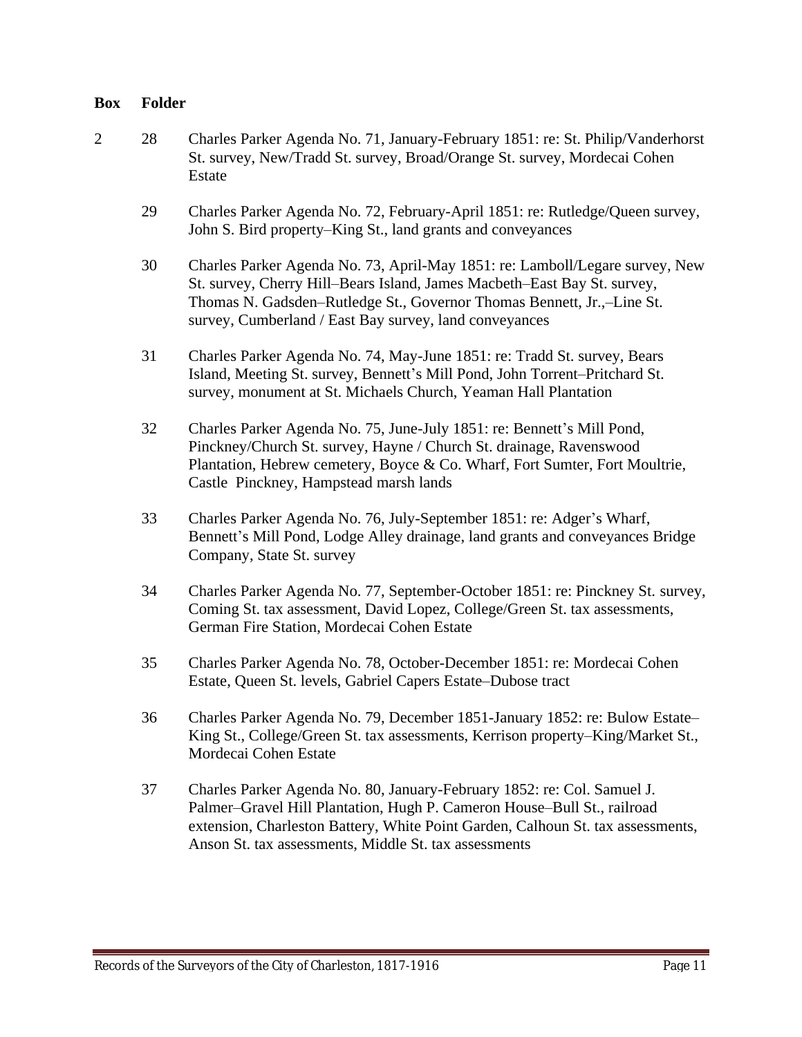| Box | Folder | |
|---|---|---|
| 2 | 28 | Charles Parker Agenda No. 71, January-February 1851: re: St. Philip/Vanderhorst St. survey, New/Tradd St. survey, Broad/Orange St. survey, Mordecai Cohen Estate |
| | 29 | Charles Parker Agenda No. 72, February-April 1851: re: Rutledge/Queen survey, John S. Bird property–King St., land grants and conveyances |
| | 30 | Charles Parker Agenda No. 73, April-May 1851: re: Lamboll/Legare survey, New St. survey, Cherry Hill–Bears Island, James Macbeth–East Bay St. survey, Thomas N. Gadsden–Rutledge St., Governor Thomas Bennett, Jr.,–Line St. survey, Cumberland / East Bay survey, land conveyances |
| | 31 | Charles Parker Agenda No. 74, May-June 1851: re: Tradd St. survey, Bears Island, Meeting St. survey, Bennett's Mill Pond, John Torrent–Pritchard St. survey, monument at St. Michaels Church, Yeaman Hall Plantation |
| | 32 | Charles Parker Agenda No. 75, June-July 1851: re: Bennett's Mill Pond, Pinckney/Church St. survey, Hayne / Church St. drainage, Ravenswood Plantation, Hebrew cemetery, Boyce & Co. Wharf, Fort Sumter, Fort Moultrie, Castle Pinckney, Hampstead marsh lands |
| | 33 | Charles Parker Agenda No. 76, July-September 1851: re: Adger's Wharf, Bennett's Mill Pond, Lodge Alley drainage, land grants and conveyances Bridge Company, State St. survey |
| | 34 | Charles Parker Agenda No. 77, September-October 1851: re: Pinckney St. survey, Coming St. tax assessment, David Lopez, College/Green St. tax assessments, German Fire Station, Mordecai Cohen Estate |
| | 35 | Charles Parker Agenda No. 78, October-December 1851: re: Mordecai Cohen Estate, Queen St. levels, Gabriel Capers Estate–Dubose tract |
| | 36 | Charles Parker Agenda No. 79, December 1851-January 1852: re: Bulow Estate–King St., College/Green St. tax assessments, Kerrison property–King/Market St., Mordecai Cohen Estate |
| | 37 | Charles Parker Agenda No. 80, January-February 1852: re: Col. Samuel J. Palmer–Gravel Hill Plantation, Hugh P. Cameron House–Bull St., railroad extension, Charleston Battery, White Point Garden, Calhoun St. tax assessments, Anson St. tax assessments, Middle St. tax assessments |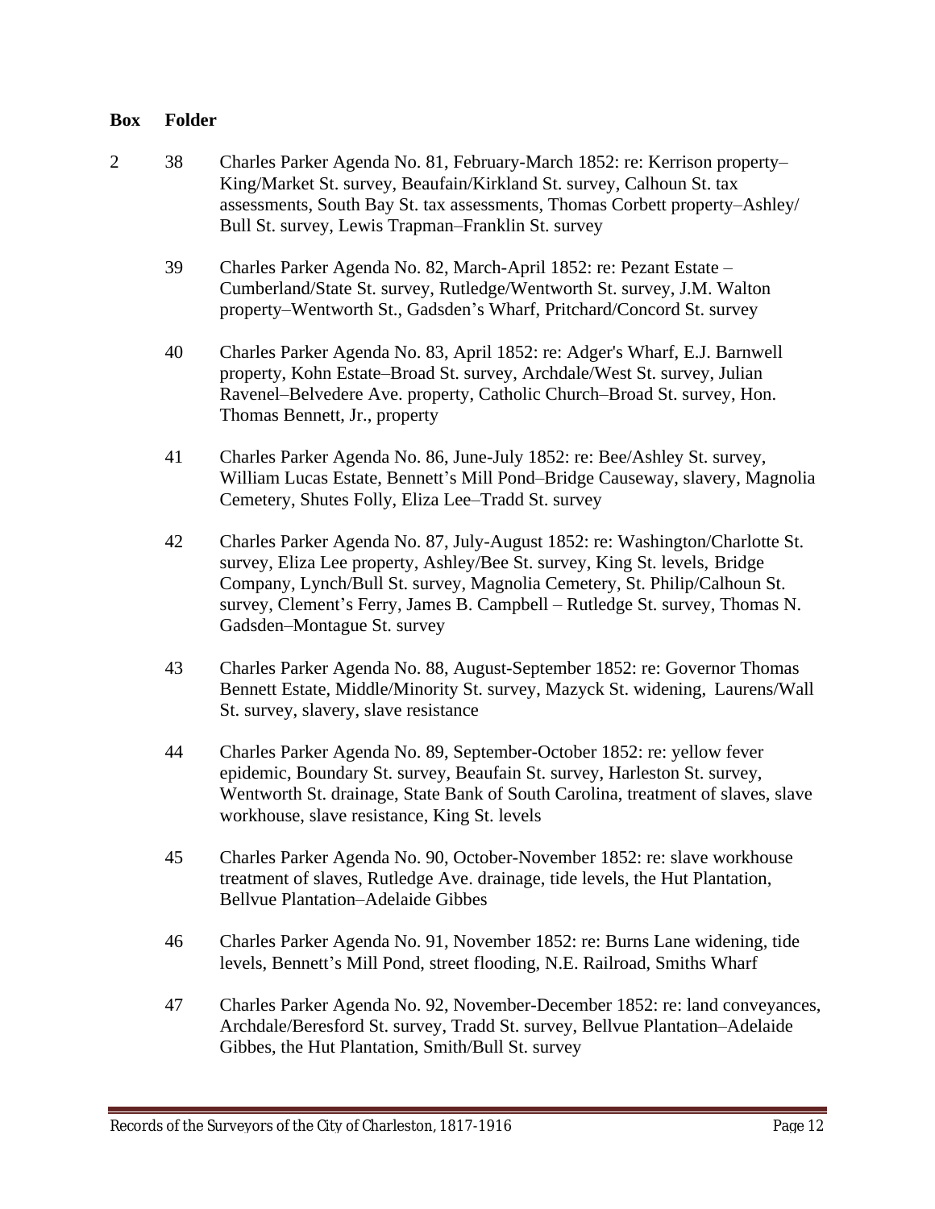| Box | Folder | |
| --- | --- | --- |
| 2 | 38 | Charles Parker Agenda No. 81, February-March 1852: re: Kerrison property–King/Market St. survey, Beaufain/Kirkland St. survey, Calhoun St. tax assessments, South Bay St. tax assessments, Thomas Corbett property–Ashley/Bull St. survey, Lewis Trapman–Franklin St. survey |
| | 39 | Charles Parker Agenda No. 82, March-April 1852: re: Pezant Estate – Cumberland/State St. survey, Rutledge/Wentworth St. survey, J.M. Walton property–Wentworth St., Gadsden's Wharf, Pritchard/Concord St. survey |
| | 40 | Charles Parker Agenda No. 83, April 1852: re: Adger's Wharf, E.J. Barnwell property, Kohn Estate–Broad St. survey, Archdale/West St. survey, Julian Ravenel–Belvedere Ave. property, Catholic Church–Broad St. survey, Hon. Thomas Bennett, Jr., property |
| | 41 | Charles Parker Agenda No. 86, June-July 1852: re: Bee/Ashley St. survey, William Lucas Estate, Bennett's Mill Pond–Bridge Causeway, slavery, Magnolia Cemetery, Shutes Folly, Eliza Lee–Tradd St. survey |
| | 42 | Charles Parker Agenda No. 87, July-August 1852: re: Washington/Charlotte St. survey, Eliza Lee property, Ashley/Bee St. survey, King St. levels, Bridge Company, Lynch/Bull St. survey, Magnolia Cemetery, St. Philip/Calhoun St. survey, Clement's Ferry, James B. Campbell – Rutledge St. survey, Thomas N. Gadsden–Montague St. survey |
| | 43 | Charles Parker Agenda No. 88, August-September 1852: re: Governor Thomas Bennett Estate, Middle/Minority St. survey, Mazyck St. widening, Laurens/Wall St. survey, slavery, slave resistance |
| | 44 | Charles Parker Agenda No. 89, September-October 1852: re: yellow fever epidemic, Boundary St. survey, Beaufain St. survey, Harleston St. survey, Wentworth St. drainage, State Bank of South Carolina, treatment of slaves, slave workhouse, slave resistance, King St. levels |
| | 45 | Charles Parker Agenda No. 90, October-November 1852: re: slave workhouse treatment of slaves, Rutledge Ave. drainage, tide levels, the Hut Plantation, Bellvue Plantation–Adelaide Gibbes |
| | 46 | Charles Parker Agenda No. 91, November 1852: re: Burns Lane widening, tide levels, Bennett's Mill Pond, street flooding, N.E. Railroad, Smiths Wharf |
| | 47 | Charles Parker Agenda No. 92, November-December 1852: re: land conveyances, Archdale/Beresford St. survey, Tradd St. survey, Bellvue Plantation–Adelaide Gibbes, the Hut Plantation, Smith/Bull St. survey |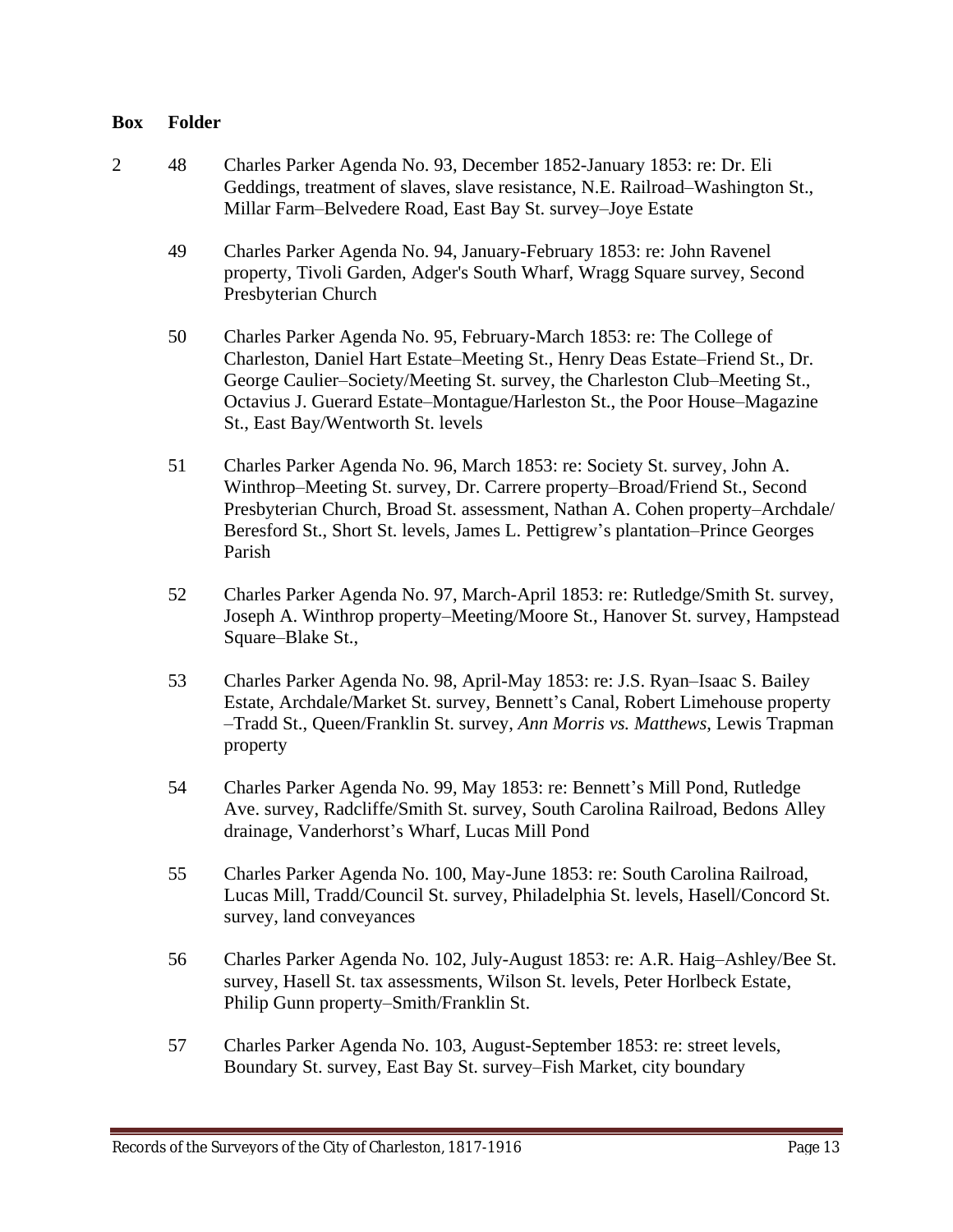| Box | Folder | |
|---|---|---|
| 2 | 48 | Charles Parker Agenda No. 93, December 1852-January 1853: re: Dr. Eli Geddings, treatment of slaves, slave resistance, N.E. Railroad–Washington St., Millar Farm–Belvedere Road, East Bay St. survey–Joye Estate |
| | 49 | Charles Parker Agenda No. 94, January-February 1853: re: John Ravenel property, Tivoli Garden, Adger's South Wharf, Wragg Square survey, Second Presbyterian Church |
| | 50 | Charles Parker Agenda No. 95, February-March 1853: re: The College of Charleston, Daniel Hart Estate–Meeting St., Henry Deas Estate–Friend St., Dr. George Caulier–Society/Meeting St. survey, the Charleston Club–Meeting St., Octavius J. Guerard Estate–Montague/Harleston St., the Poor House–Magazine St., East Bay/Wentworth St. levels |
| | 51 | Charles Parker Agenda No. 96, March 1853: re: Society St. survey, John A. Winthrop–Meeting St. survey, Dr. Carrere property–Broad/Friend St., Second Presbyterian Church, Broad St. assessment, Nathan A. Cohen property–Archdale/Beresford St., Short St. levels, James L. Pettigrew's plantation–Prince Georges Parish |
| | 52 | Charles Parker Agenda No. 97, March-April 1853: re: Rutledge/Smith St. survey, Joseph A. Winthrop property–Meeting/Moore St., Hanover St. survey, Hampstead Square–Blake St., |
| | 53 | Charles Parker Agenda No. 98, April-May 1853: re: J.S. Ryan–Isaac S. Bailey Estate, Archdale/Market St. survey, Bennett's Canal, Robert Limehouse property –Tradd St., Queen/Franklin St. survey, *Ann Morris vs. Matthews*, Lewis Trapman property |
| | 54 | Charles Parker Agenda No. 99, May 1853: re: Bennett's Mill Pond, Rutledge Ave. survey, Radcliffe/Smith St. survey, South Carolina Railroad, Bedons Alley drainage, Vanderhorst's Wharf, Lucas Mill Pond |
| | 55 | Charles Parker Agenda No. 100, May-June 1853: re: South Carolina Railroad, Lucas Mill, Tradd/Council St. survey, Philadelphia St. levels, Hasell/Concord St. survey, land conveyances |
| | 56 | Charles Parker Agenda No. 102, July-August 1853: re: A.R. Haig–Ashley/Bee St. survey, Hasell St. tax assessments, Wilson St. levels, Peter Horlbeck Estate, Philip Gunn property–Smith/Franklin St. |
| | 57 | Charles Parker Agenda No. 103, August-September 1853: re: street levels, Boundary St. survey, East Bay St. survey–Fish Market, city boundary |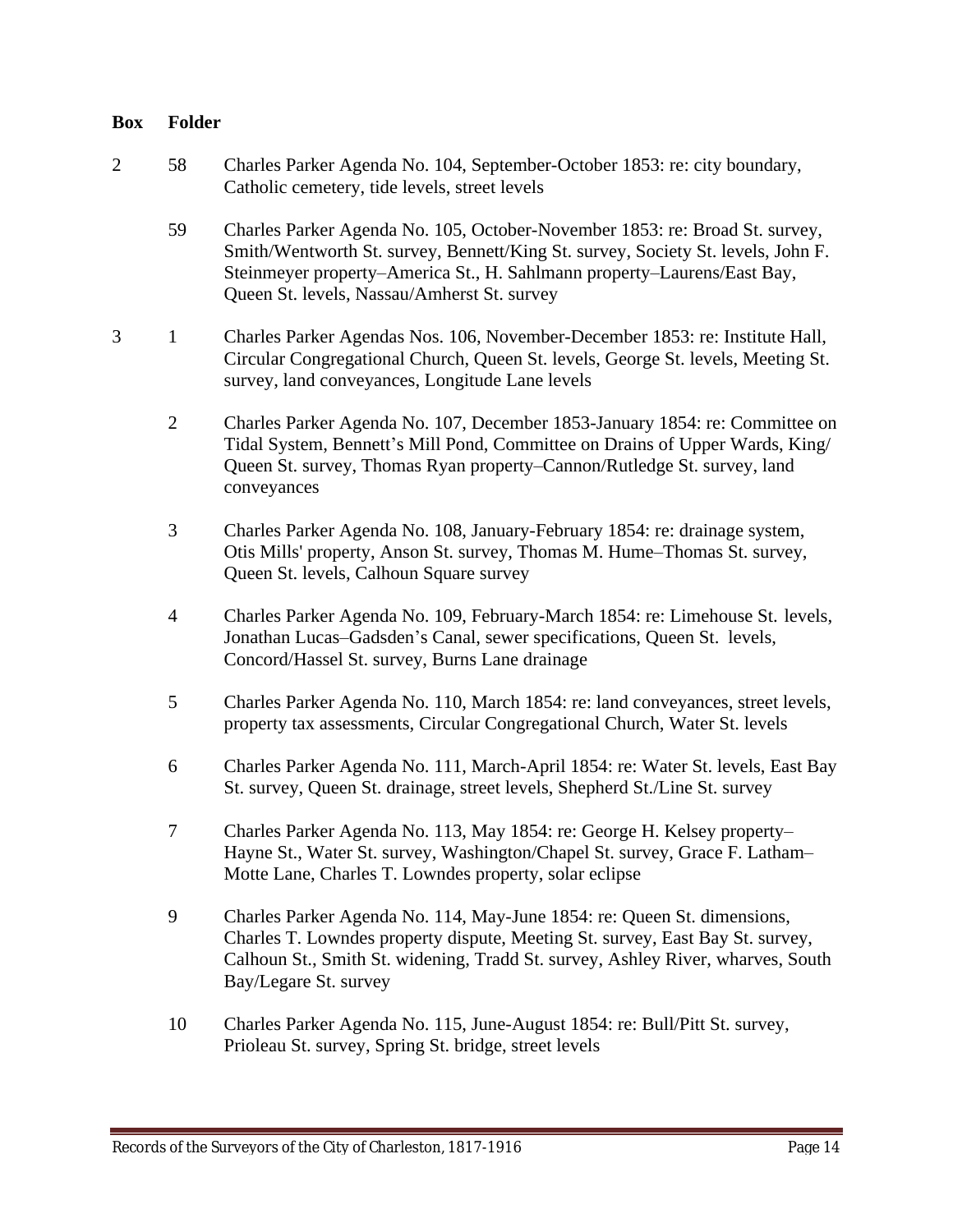| Box | Folder | |
|---|---|---|
| 2 | 58 | Charles Parker Agenda No. 104, September-October 1853: re: city boundary, Catholic cemetery, tide levels, street levels |
| | 59 | Charles Parker Agenda No. 105, October-November 1853: re: Broad St. survey, Smith/Wentworth St. survey, Bennett/King St. survey, Society St. levels, John F. Steinmeyer property–America St., H. Sahlmann property–Laurens/East Bay, Queen St. levels, Nassau/Amherst St. survey |
| 3 | 1 | Charles Parker Agendas Nos. 106, November-December 1853: re: Institute Hall, Circular Congregational Church, Queen St. levels, George St. levels, Meeting St. survey, land conveyances, Longitude Lane levels |
| | 2 | Charles Parker Agenda No. 107, December 1853-January 1854: re: Committee on Tidal System, Bennett's Mill Pond, Committee on Drains of Upper Wards, King/Queen St. survey, Thomas Ryan property–Cannon/Rutledge St. survey, land conveyances |
| | 3 | Charles Parker Agenda No. 108, January-February 1854: re: drainage system, Otis Mills' property, Anson St. survey, Thomas M. Hume–Thomas St. survey, Queen St. levels, Calhoun Square survey |
| | 4 | Charles Parker Agenda No. 109, February-March 1854: re: Limehouse St. levels, Jonathan Lucas–Gadsden's Canal, sewer specifications, Queen St. levels, Concord/Hassel St. survey, Burns Lane drainage |
| | 5 | Charles Parker Agenda No. 110, March 1854: re: land conveyances, street levels, property tax assessments, Circular Congregational Church, Water St. levels |
| | 6 | Charles Parker Agenda No. 111, March-April 1854: re: Water St. levels, East Bay St. survey, Queen St. drainage, street levels, Shepherd St./Line St. survey |
| | 7 | Charles Parker Agenda No. 113, May 1854: re: George H. Kelsey property–Hayne St., Water St. survey, Washington/Chapel St. survey, Grace F. Latham–Motte Lane, Charles T. Lowndes property, solar eclipse |
| | 9 | Charles Parker Agenda No. 114, May-June 1854: re: Queen St. dimensions, Charles T. Lowndes property dispute, Meeting St. survey, East Bay St. survey, Calhoun St., Smith St. widening, Tradd St. survey, Ashley River, wharves, South Bay/Legare St. survey |
| | 10 | Charles Parker Agenda No. 115, June-August 1854: re: Bull/Pitt St. survey, Prioleau St. survey, Spring St. bridge, street levels |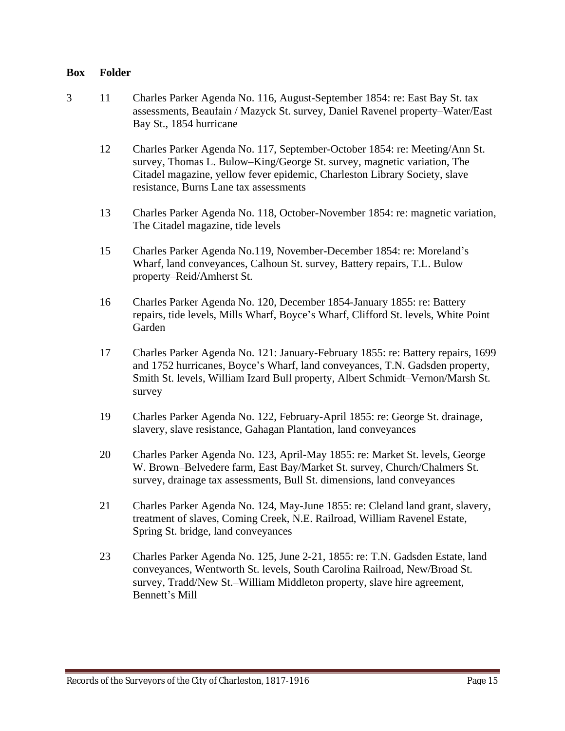| Box | Folder | |
|---|---|---|
| 3 | 11 | Charles Parker Agenda No. 116, August-September 1854: re: East Bay St. tax assessments, Beaufain / Mazyck St. survey, Daniel Ravenel property–Water/East Bay St., 1854 hurricane |
| | 12 | Charles Parker Agenda No. 117, September-October 1854: re: Meeting/Ann St. survey, Thomas L. Bulow–King/George St. survey, magnetic variation, The Citadel magazine, yellow fever epidemic, Charleston Library Society, slave resistance, Burns Lane tax assessments |
| | 13 | Charles Parker Agenda No. 118, October-November 1854: re: magnetic variation, The Citadel magazine, tide levels |
| | 15 | Charles Parker Agenda No.119, November-December 1854: re: Moreland's Wharf, land conveyances, Calhoun St. survey, Battery repairs, T.L. Bulow property–Reid/Amherst St. |
| | 16 | Charles Parker Agenda No. 120, December 1854-January 1855: re: Battery repairs, tide levels, Mills Wharf, Boyce's Wharf, Clifford St. levels, White Point Garden |
| | 17 | Charles Parker Agenda No. 121: January-February 1855: re: Battery repairs, 1699 and 1752 hurricanes, Boyce's Wharf, land conveyances, T.N. Gadsden property, Smith St. levels, William Izard Bull property, Albert Schmidt–Vernon/Marsh St. survey |
| | 19 | Charles Parker Agenda No. 122, February-April 1855: re: George St. drainage, slavery, slave resistance, Gahagan Plantation, land conveyances |
| | 20 | Charles Parker Agenda No. 123, April-May 1855: re: Market St. levels, George W. Brown–Belvedere farm, East Bay/Market St. survey, Church/Chalmers St. survey, drainage tax assessments, Bull St. dimensions, land conveyances |
| | 21 | Charles Parker Agenda No. 124, May-June 1855: re: Cleland land grant, slavery, treatment of slaves, Coming Creek, N.E. Railroad, William Ravenel Estate, Spring St. bridge, land conveyances |
| | 23 | Charles Parker Agenda No. 125, June 2-21, 1855: re: T.N. Gadsden Estate, land conveyances, Wentworth St. levels, South Carolina Railroad, New/Broad St. survey, Tradd/New St.–William Middleton property, slave hire agreement, Bennett's Mill |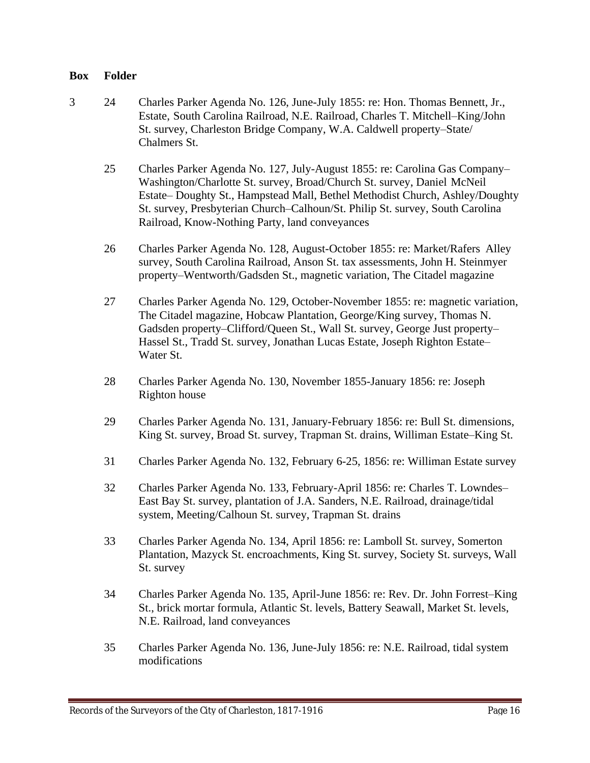| Box | Folder | |
|---|---|---|
| 3 | 24 | Charles Parker Agenda No. 126, June-July 1855: re: Hon. Thomas Bennett, Jr., Estate, South Carolina Railroad, N.E. Railroad, Charles T. Mitchell–King/John St. survey, Charleston Bridge Company, W.A. Caldwell property–State/ Chalmers St. |
| | 25 | Charles Parker Agenda No. 127, July-August 1855: re: Carolina Gas Company–Washington/Charlotte St. survey, Broad/Church St. survey, Daniel McNeil Estate– Doughty St., Hampstead Mall, Bethel Methodist Church, Ashley/Doughty St. survey, Presbyterian Church–Calhoun/St. Philip St. survey, South Carolina Railroad, Know-Nothing Party, land conveyances |
| | 26 | Charles Parker Agenda No. 128, August-October 1855: re: Market/Rafers Alley survey, South Carolina Railroad, Anson St. tax assessments, John H. Steinmyer property–Wentworth/Gadsden St., magnetic variation, The Citadel magazine |
| | 27 | Charles Parker Agenda No. 129, October-November 1855: re: magnetic variation, The Citadel magazine, Hobcaw Plantation, George/King survey, Thomas N. Gadsden property–Clifford/Queen St., Wall St. survey, George Just property–Hassel St., Tradd St. survey, Jonathan Lucas Estate, Joseph Righton Estate–Water St. |
| | 28 | Charles Parker Agenda No. 130, November 1855-January 1856: re: Joseph Righton house |
| | 29 | Charles Parker Agenda No. 131, January-February 1856: re: Bull St. dimensions, King St. survey, Broad St. survey, Trapman St. drains, Williman Estate–King St. |
| | 31 | Charles Parker Agenda No. 132, February 6-25, 1856: re: Williman Estate survey |
| | 32 | Charles Parker Agenda No. 133, February-April 1856: re: Charles T. Lowndes–East Bay St. survey, plantation of J.A. Sanders, N.E. Railroad, drainage/tidal system, Meeting/Calhoun St. survey, Trapman St. drains |
| | 33 | Charles Parker Agenda No. 134, April 1856: re: Lamboll St. survey, Somerton Plantation, Mazyck St. encroachments, King St. survey, Society St. surveys, Wall St. survey |
| | 34 | Charles Parker Agenda No. 135, April-June 1856: re: Rev. Dr. John Forrest–King St., brick mortar formula, Atlantic St. levels, Battery Seawall, Market St. levels, N.E. Railroad, land conveyances |
| | 35 | Charles Parker Agenda No. 136, June-July 1856: re: N.E. Railroad, tidal system modifications |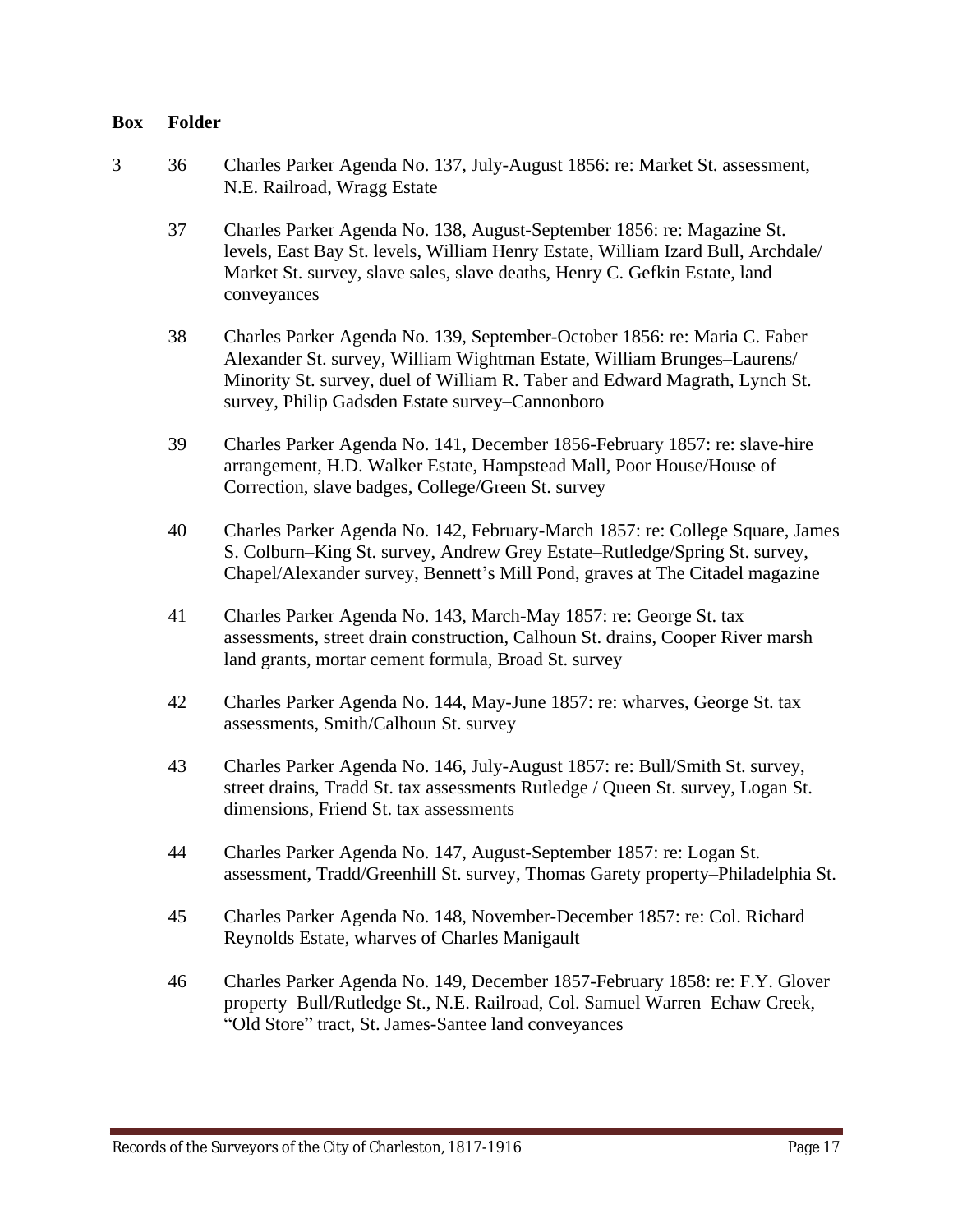| Box | Folder | |
|---|---|---|
| 3 | 36 | Charles Parker Agenda No. 137, July-August 1856: re: Market St. assessment, N.E. Railroad, Wragg Estate |
| | 37 | Charles Parker Agenda No. 138, August-September 1856: re: Magazine St. levels, East Bay St. levels, William Henry Estate, William Izard Bull, Archdale/ Market St. survey, slave sales, slave deaths, Henry C. Gefkin Estate, land conveyances |
| | 38 | Charles Parker Agenda No. 139, September-October 1856: re: Maria C. Faber–Alexander St. survey, William Wightman Estate, William Brunges–Laurens/ Minority St. survey, duel of William R. Taber and Edward Magrath, Lynch St. survey, Philip Gadsden Estate survey–Cannonboro |
| | 39 | Charles Parker Agenda No. 141, December 1856-February 1857: re: slave-hire arrangement, H.D. Walker Estate, Hampstead Mall, Poor House/House of Correction, slave badges, College/Green St. survey |
| | 40 | Charles Parker Agenda No. 142, February-March 1857: re: College Square, James S. Colburn–King St. survey, Andrew Grey Estate–Rutledge/Spring St. survey, Chapel/Alexander survey, Bennett's Mill Pond, graves at The Citadel magazine |
| | 41 | Charles Parker Agenda No. 143, March-May 1857: re: George St. tax assessments, street drain construction, Calhoun St. drains, Cooper River marsh land grants, mortar cement formula, Broad St. survey |
| | 42 | Charles Parker Agenda No. 144, May-June 1857: re: wharves, George St. tax assessments, Smith/Calhoun St. survey |
| | 43 | Charles Parker Agenda No. 146, July-August 1857: re: Bull/Smith St. survey, street drains, Tradd St. tax assessments Rutledge / Queen St. survey, Logan St. dimensions, Friend St. tax assessments |
| | 44 | Charles Parker Agenda No. 147, August-September 1857: re: Logan St. assessment, Tradd/Greenhill St. survey, Thomas Garety property–Philadelphia St. |
| | 45 | Charles Parker Agenda No. 148, November-December 1857: re: Col. Richard Reynolds Estate, wharves of Charles Manigault |
| | 46 | Charles Parker Agenda No. 149, December 1857-February 1858: re: F.Y. Glover property–Bull/Rutledge St., N.E. Railroad, Col. Samuel Warren–Echaw Creek, "Old Store" tract, St. James-Santee land conveyances |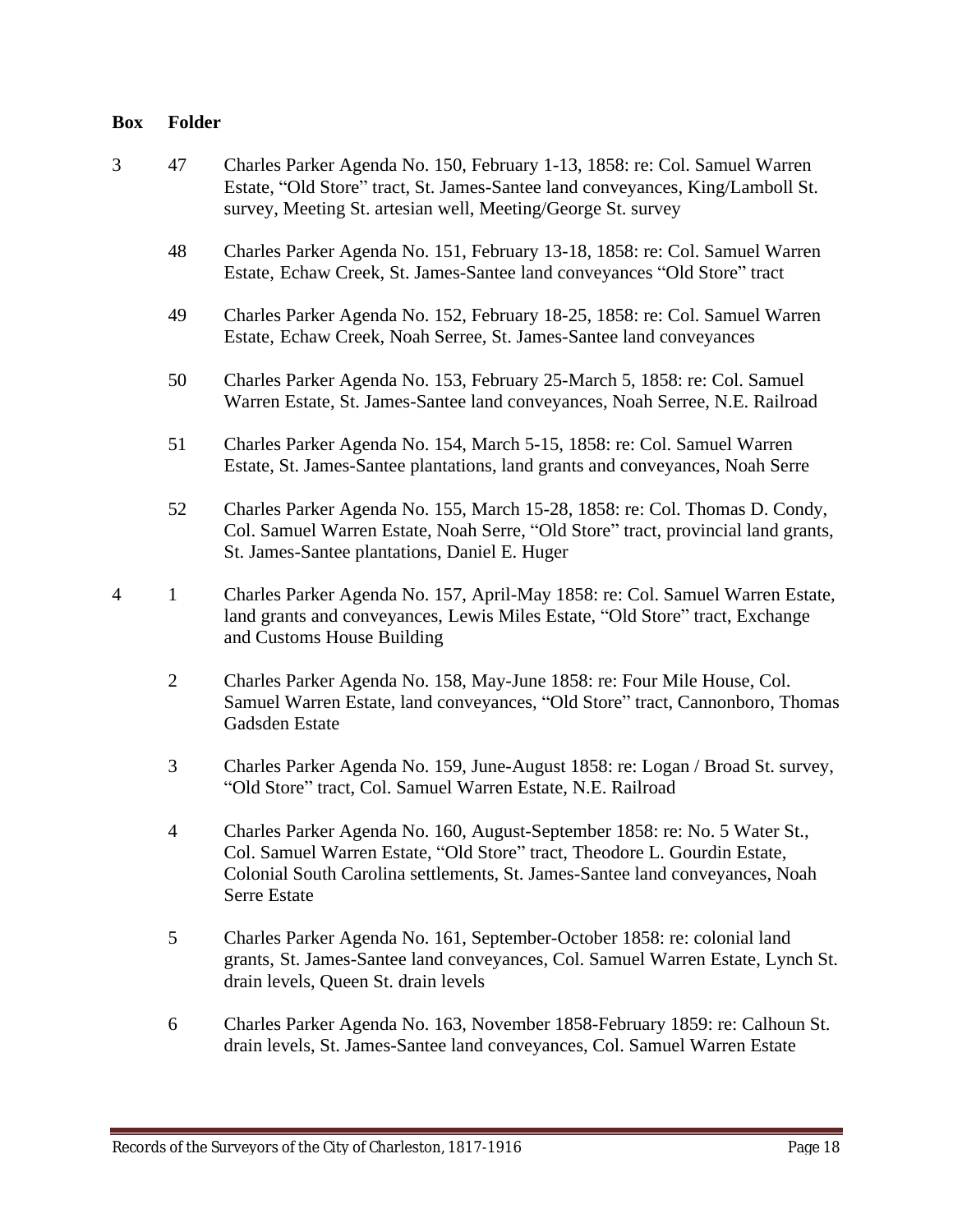| Box | Folder | |
|---|---|---|
| 3 | 47 | Charles Parker Agenda No. 150, February 1-13, 1858: re: Col. Samuel Warren Estate, "Old Store" tract, St. James-Santee land conveyances, King/Lamboll St. survey, Meeting St. artesian well, Meeting/George St. survey |
| | 48 | Charles Parker Agenda No. 151, February 13-18, 1858: re: Col. Samuel Warren Estate, Echaw Creek, St. James-Santee land conveyances "Old Store" tract |
| | 49 | Charles Parker Agenda No. 152, February 18-25, 1858: re: Col. Samuel Warren Estate, Echaw Creek, Noah Serree, St. James-Santee land conveyances |
| | 50 | Charles Parker Agenda No. 153, February 25-March 5, 1858: re: Col. Samuel Warren Estate, St. James-Santee land conveyances, Noah Serree, N.E. Railroad |
| | 51 | Charles Parker Agenda No. 154, March 5-15, 1858: re: Col. Samuel Warren Estate, St. James-Santee plantations, land grants and conveyances, Noah Serre |
| | 52 | Charles Parker Agenda No. 155, March 15-28, 1858: re: Col. Thomas D. Condy, Col. Samuel Warren Estate, Noah Serre, "Old Store" tract, provincial land grants, St. James-Santee plantations, Daniel E. Huger |
| 4 | 1 | Charles Parker Agenda No. 157, April-May 1858: re: Col. Samuel Warren Estate, land grants and conveyances, Lewis Miles Estate, "Old Store" tract, Exchange and Customs House Building |
| | 2 | Charles Parker Agenda No. 158, May-June 1858: re: Four Mile House, Col. Samuel Warren Estate, land conveyances, "Old Store" tract, Cannonboro, Thomas Gadsden Estate |
| | 3 | Charles Parker Agenda No. 159, June-August 1858: re: Logan / Broad St. survey, "Old Store" tract, Col. Samuel Warren Estate, N.E. Railroad |
| | 4 | Charles Parker Agenda No. 160, August-September 1858: re: No. 5 Water St., Col. Samuel Warren Estate, "Old Store" tract, Theodore L. Gourdin Estate, Colonial South Carolina settlements, St. James-Santee land conveyances, Noah Serre Estate |
| | 5 | Charles Parker Agenda No. 161, September-October 1858: re: colonial land grants, St. James-Santee land conveyances, Col. Samuel Warren Estate, Lynch St. drain levels, Queen St. drain levels |
| | 6 | Charles Parker Agenda No. 163, November 1858-February 1859: re: Calhoun St. drain levels, St. James-Santee land conveyances, Col. Samuel Warren Estate |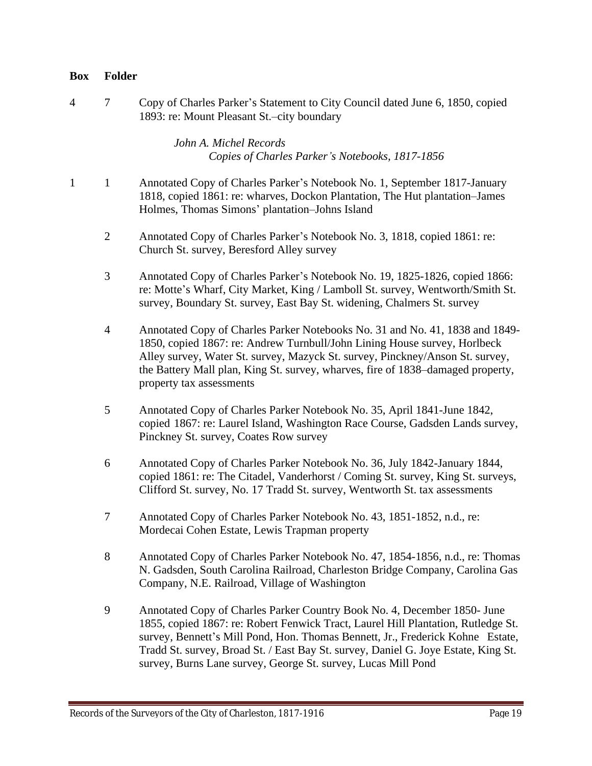| Box | Folder | |
|---|---|---|
| 4 | 7 | Copy of Charles Parker's Statement to City Council dated June 6, 1850, copied 1893: re: Mount Pleasant St.–city boundary |

*John A. Michel Records*
*Copies of Charles Parker's Notebooks, 1817-1856*

| Box | Folder | |
|---|---|---|
| 1 | 1 | Annotated Copy of Charles Parker's Notebook No. 1, September 1817-January 1818, copied 1861: re: wharves, Dockon Plantation, The Hut plantation–James Holmes, Thomas Simons' plantation–Johns Island |
| | 2 | Annotated Copy of Charles Parker's Notebook No. 3, 1818, copied 1861: re: Church St. survey, Beresford Alley survey |
| | 3 | Annotated Copy of Charles Parker's Notebook No. 19, 1825-1826, copied 1866: re: Motte's Wharf, City Market, King / Lamboll St. survey, Wentworth/Smith St. survey, Boundary St. survey, East Bay St. widening, Chalmers St. survey |
| | 4 | Annotated Copy of Charles Parker Notebooks No. 31 and No. 41, 1838 and 1849-1850, copied 1867: re: Andrew Turnbull/John Lining House survey, Horlbeck Alley survey, Water St. survey, Mazyck St. survey, Pinckney/Anson St. survey, the Battery Mall plan, King St. survey, wharves, fire of 1838–damaged property, property tax assessments |
| | 5 | Annotated Copy of Charles Parker Notebook No. 35, April 1841-June 1842, copied 1867: re: Laurel Island, Washington Race Course, Gadsden Lands survey, Pinckney St. survey, Coates Row survey |
| | 6 | Annotated Copy of Charles Parker Notebook No. 36, July 1842-January 1844, copied 1861: re: The Citadel, Vanderhorst / Coming St. survey, King St. surveys, Clifford St. survey, No. 17 Tradd St. survey, Wentworth St. tax assessments |
| | 7 | Annotated Copy of Charles Parker Notebook No. 43, 1851-1852, n.d., re: Mordecai Cohen Estate, Lewis Trapman property |
| | 8 | Annotated Copy of Charles Parker Notebook No. 47, 1854-1856, n.d., re: Thomas N. Gadsden, South Carolina Railroad, Charleston Bridge Company, Carolina Gas Company, N.E. Railroad, Village of Washington |
| | 9 | Annotated Copy of Charles Parker Country Book No. 4, December 1850- June 1855, copied 1867: re: Robert Fenwick Tract, Laurel Hill Plantation, Rutledge St. survey, Bennett's Mill Pond, Hon. Thomas Bennett, Jr., Frederick Kohne Estate, Tradd St. survey, Broad St. / East Bay St. survey, Daniel G. Joye Estate, King St. survey, Burns Lane survey, George St. survey, Lucas Mill Pond |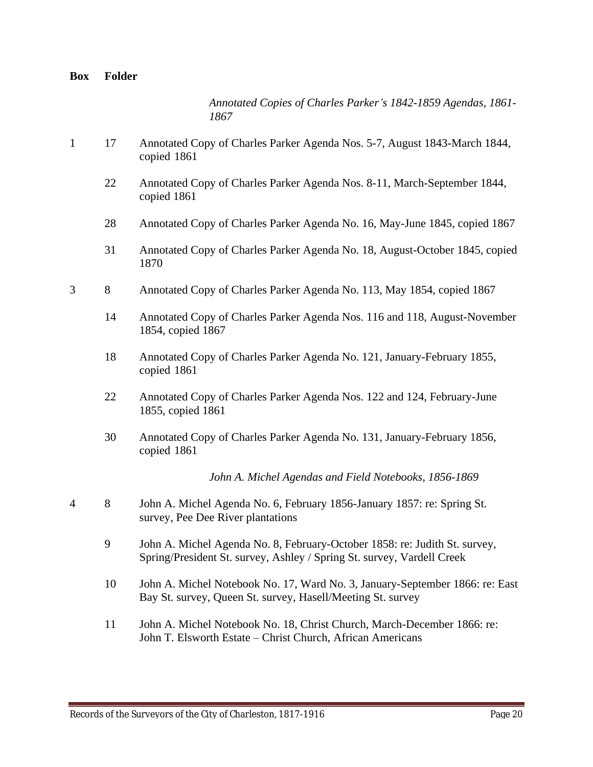| Box | Folder | |
|---|---|---|
| | | *Annotated Copies of Charles Parker's 1842-1859 Agendas, 1861-1867* |
| 1 | 17 | Annotated Copy of Charles Parker Agenda Nos. 5-7, August 1843-March 1844, copied 1861 |
| | 22 | Annotated Copy of Charles Parker Agenda Nos. 8-11, March-September 1844, copied 1861 |
| | 28 | Annotated Copy of Charles Parker Agenda No. 16, May-June 1845, copied 1867 |
| | 31 | Annotated Copy of Charles Parker Agenda No. 18, August-October 1845, copied 1870 |
| 3 | 8 | Annotated Copy of Charles Parker Agenda No. 113, May 1854, copied 1867 |
| | 14 | Annotated Copy of Charles Parker Agenda Nos. 116 and 118, August-November 1854, copied 1867 |
| | 18 | Annotated Copy of Charles Parker Agenda No. 121, January-February 1855, copied 1861 |
| | 22 | Annotated Copy of Charles Parker Agenda Nos. 122 and 124, February-June 1855, copied 1861 |
| | 30 | Annotated Copy of Charles Parker Agenda No. 131, January-February 1856, copied 1861 |
| | | *John A. Michel Agendas and Field Notebooks, 1856-1869* |
| 4 | 8 | John A. Michel Agenda No. 6, February 1856-January 1857: re: Spring St. survey, Pee Dee River plantations |
| | 9 | John A. Michel Agenda No. 8, February-October 1858: re: Judith St. survey, Spring/President St. survey, Ashley / Spring St. survey, Vardell Creek |
| | 10 | John A. Michel Notebook No. 17, Ward No. 3, January-September 1866: re: East Bay St. survey, Queen St. survey, Hasell/Meeting St. survey |
| | 11 | John A. Michel Notebook No. 18, Christ Church, March-December 1866: re: John T. Elsworth Estate – Christ Church, African Americans |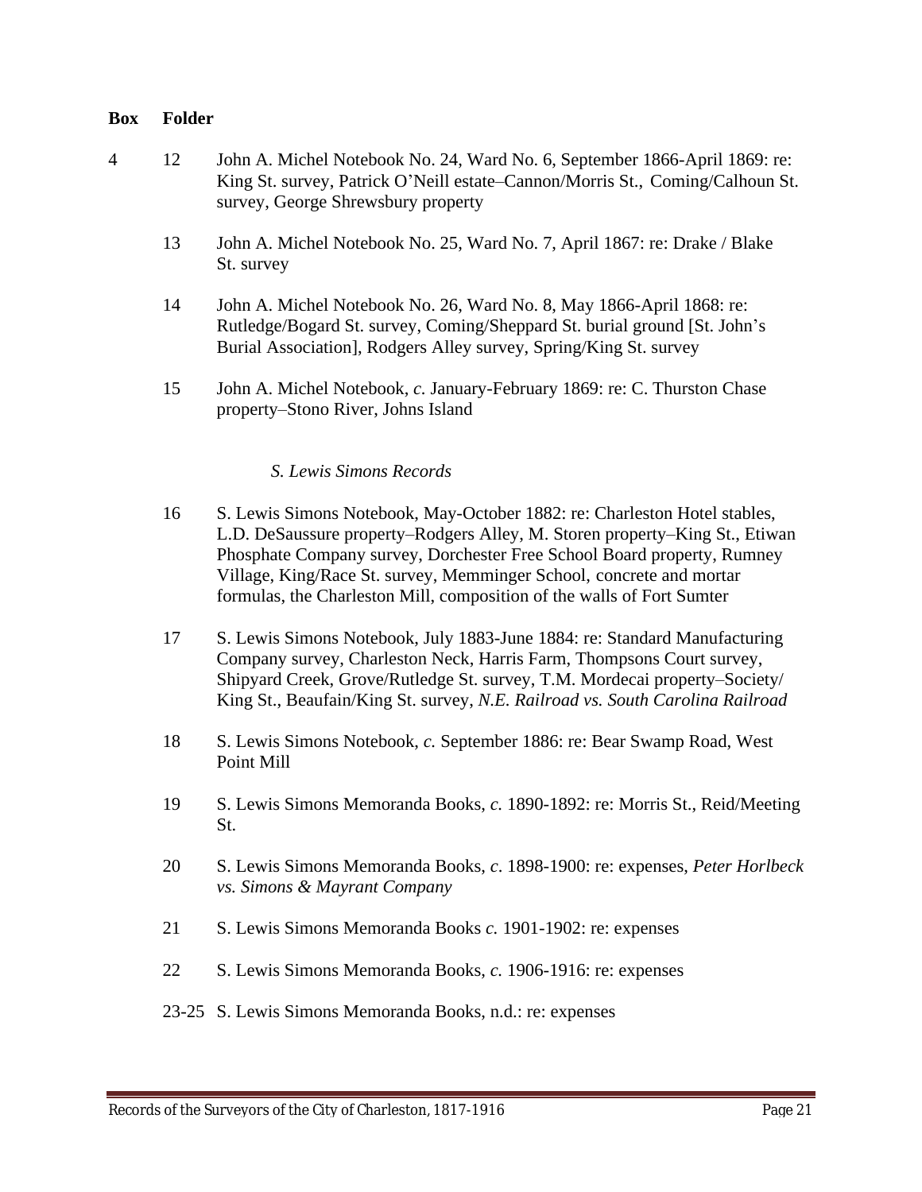| Box | Folder | |
|---|---|---|
| 4 | 12 | John A. Michel Notebook No. 24, Ward No. 6, September 1866-April 1869: re: King St. survey, Patrick O'Neill estate–Cannon/Morris St., Coming/Calhoun St. survey, George Shrewsbury property |
| | 13 | John A. Michel Notebook No. 25, Ward No. 7, April 1867: re: Drake / Blake St. survey |
| | 14 | John A. Michel Notebook No. 26, Ward No. 8, May 1866-April 1868: re: Rutledge/Bogard St. survey, Coming/Sheppard St. burial ground [St. John's Burial Association], Rodgers Alley survey, Spring/King St. survey |
| | 15 | John A. Michel Notebook, *c.* January-February 1869: re: C. Thurston Chase property–Stono River, Johns Island |
| | | *S. Lewis Simons Records* |
| | 16 | S. Lewis Simons Notebook, May-October 1882: re: Charleston Hotel stables, L.D. DeSaussure property–Rodgers Alley, M. Storen property–King St., Etiwan Phosphate Company survey, Dorchester Free School Board property, Rumney Village, King/Race St. survey, Memminger School, concrete and mortar formulas, the Charleston Mill, composition of the walls of Fort Sumter |
| | 17 | S. Lewis Simons Notebook, July 1883-June 1884: re: Standard Manufacturing Company survey, Charleston Neck, Harris Farm, Thompsons Court survey, Shipyard Creek, Grove/Rutledge St. survey, T.M. Mordecai property–Society/ King St., Beaufain/King St. survey, *N.E. Railroad vs. South Carolina Railroad* |
| | 18 | S. Lewis Simons Notebook, *c.* September 1886: re: Bear Swamp Road, West Point Mill |
| | 19 | S. Lewis Simons Memoranda Books, *c.* 1890-1892: re: Morris St., Reid/Meeting St. |
| | 20 | S. Lewis Simons Memoranda Books, *c*. 1898-1900: re: expenses, *Peter Horlbeck vs. Simons & Mayrant Company* |
| | 21 | S. Lewis Simons Memoranda Books *c.* 1901-1902: re: expenses |
| | 22 | S. Lewis Simons Memoranda Books, *c.* 1906-1916: re: expenses |
| | 23-25 | S. Lewis Simons Memoranda Books, n.d.: re: expenses |